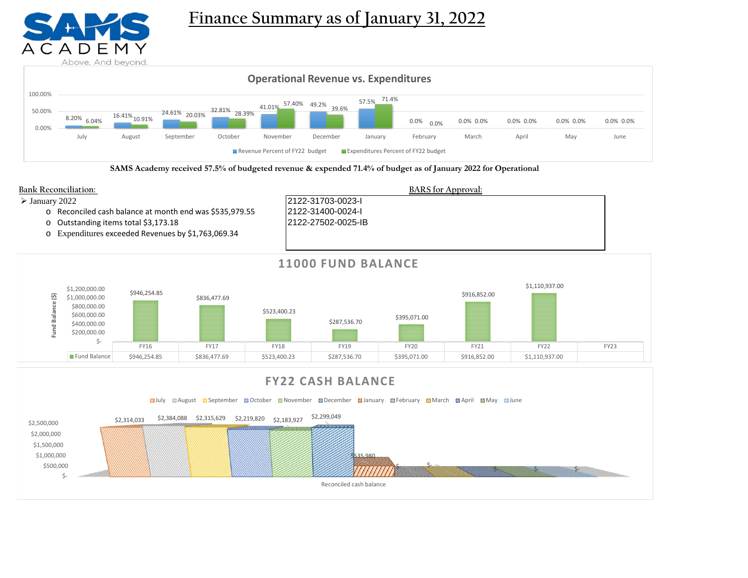# Finance Summary as of January 31, 2022

SAMS ACADEMY
Above. And beyond.

## Operational Revenue vs. Expenditures

| Month | Revenue Percent of FY22 budget | Expenditures Percent of FY22 budget |
|---|---|---|
| July | 8.20% | 6.04% |
| August | 16.41% | 10.91% |
| September | 24.61% | 20.03% |
| October | 32.81% | 28.39% |
| November | 41.01% | 57.40% |
| December | 49.2% | 39.6% |
| January | 57.5% | 71.4% |
| February | 0.0% | 0.0% |
| March | 0.0% | 0.0% |
| April | 0.0% | 0.0% |
| May | 0.0% | 0.0% |
| June | 0.0% | 0.0% |

**SAMS Academy received 57.5% of budgeted revenue & expended 71.4% of budget as of January 2022 for Operational**

**Bank Reconciliation:**

- January 2022
  - Reconciled cash balance at month end was $535,979.55
  - Outstanding items total $3,173.18
  - Expenditures exceeded Revenues by $1,763,069.34

**BARS for Approval:**

2122-31703-0023-I
2122-31400-0024-I
2122-27502-0025-IB

## 11000 FUND BALANCE

| | FY16 | FY17 | FY18 | FY19 | FY20 | FY21 | FY22 | FY23 |
|---|---|---|---|---|---|---|---|---|
| Fund Balance | $946,254.85 | $836,477.69 | $523,400.23 | $287,536.70 | $395,071.00 | $916,852.00 | $1,110,937.00 | |

## FY22 CASH BALANCE

Reconciled cash balance

| Month | Cash Balance |
|---|---|
| July | $2,314,033 |
| August | $2,384,088 |
| September | $2,315,629 |
| October | $2,219,820 |
| November | $2,183,927 |
| December | $2,299,049 |
| January | $535,980 |
| February | $- |
| March | $- |
| April | $- |
| May | $- |
| June | $- |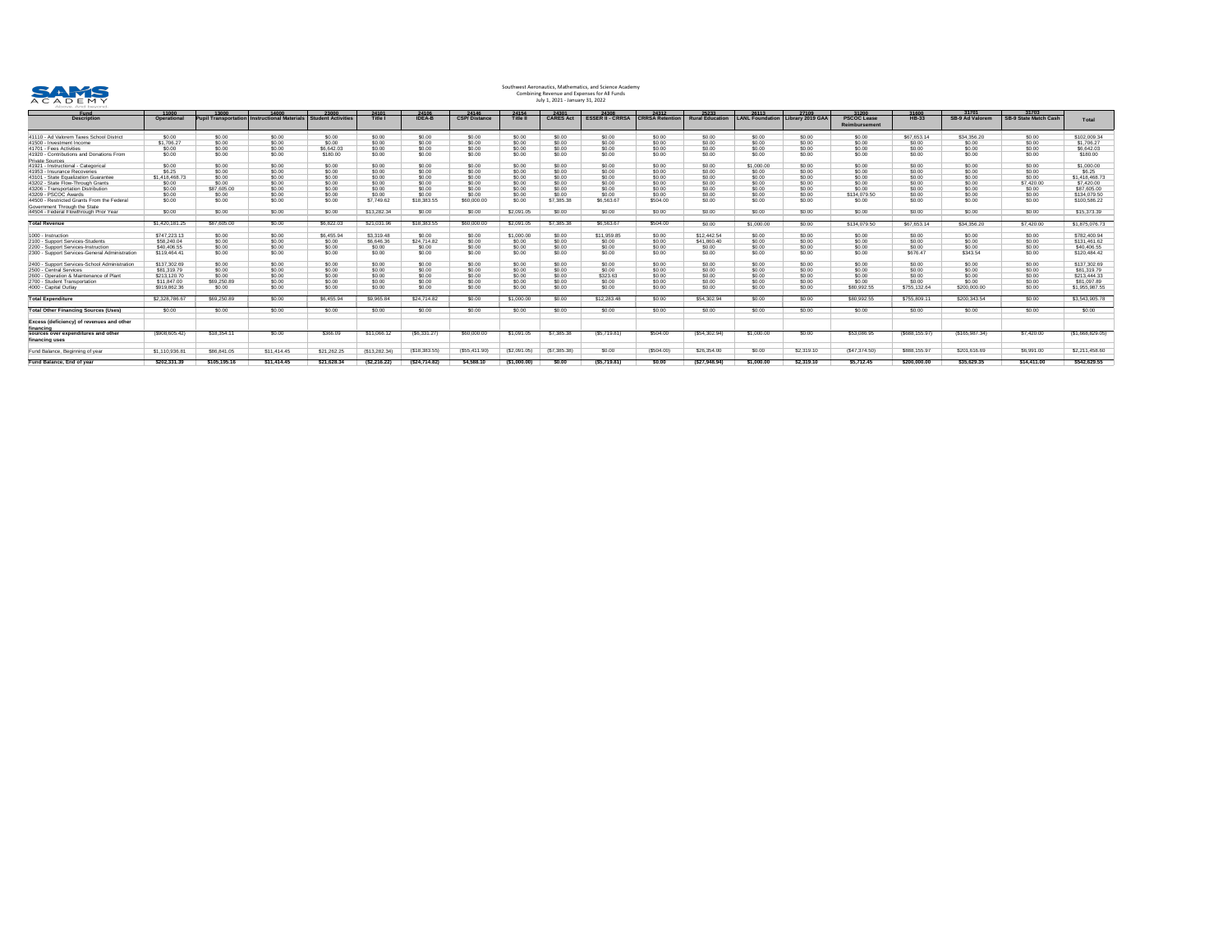Southwest Aeronautics, Mathematics, and Science Academy
Combining Revenue and Expenses for All Funds
July 1, 2021 - January 31, 2022

| Fund | 11000 | 13000 | 14000 | 23000 | 24101 | 24106 | 24146 | 24154 | 24301 | 24308 | 24312 | 25233 | 26113 | 27109 | 31200 | 31600 | 31701 | 31703 | |
|---|---|---|---|---|---|---|---|---|---|---|---|---|---|---|---|---|---|---|---|
| Description | Operational | Pupil Transportation | Instructional Materials | Student Activities | Title I | IDEA-B | CSP/ Distance | Title II | CARES Act | ESSER II - CRRSA | CRRSA Retention | Rural Education | LANL Foundation | Library 2019 GAA | PSCOC Lease Reimbursement | HB-33 | SB-9 Ad Valorem | SB-9 State Match Cash | Total |
| 41110 - Ad Valorem Taxes School District | $0.00 | $0.00 | $0.00 | $0.00 | $0.00 | $0.00 | $0.00 | $0.00 | $0.00 | $0.00 | $0.00 | $0.00 | $0.00 | $0.00 | $0.00 | $67,653.14 | $34,356.20 | $0.00 | $102,009.34 |
| 41500 - Investment Income | $1,706.27 | $0.00 | $0.00 | $0.00 | $0.00 | $0.00 | $0.00 | $0.00 | $0.00 | $0.00 | $0.00 | $0.00 | $0.00 | $0.00 | $0.00 | $0.00 | $0.00 | $0.00 | $1,706.27 |
| 41701 - Fees Activities | $0.00 | $0.00 | $0.00 | $6,642.03 | $0.00 | $0.00 | $0.00 | $0.00 | $0.00 | $0.00 | $0.00 | $0.00 | $0.00 | $0.00 | $0.00 | $0.00 | $0.00 | $0.00 | $6,642.03 |
| 41920 - Contributions and Donations From Private Sources | $0.00 | $0.00 | $0.00 | $180.00 | $0.00 | $0.00 | $0.00 | $0.00 | $0.00 | $0.00 | $0.00 | $0.00 | $0.00 | $0.00 | $0.00 | $0.00 | $0.00 | $0.00 | $180.00 |
| 41921 - Instructional - Categorical | $0.00 | $0.00 | $0.00 | $0.00 | $0.00 | $0.00 | $0.00 | $0.00 | $0.00 | $0.00 | $0.00 | $0.00 | $1,000.00 | $0.00 | $0.00 | $0.00 | $0.00 | $0.00 | $1,000.00 |
| 41953 - Insurance Recoveries | $6.25 | $0.00 | $0.00 | $0.00 | $0.00 | $0.00 | $0.00 | $0.00 | $0.00 | $0.00 | $0.00 | $0.00 | $0.00 | $0.00 | $0.00 | $0.00 | $0.00 | $0.00 | $6.25 |
| 43101 - State Equalization Guarantee | $1,418,468.73 | $0.00 | $0.00 | $0.00 | $0.00 | $0.00 | $0.00 | $0.00 | $0.00 | $0.00 | $0.00 | $0.00 | $0.00 | $0.00 | $0.00 | $0.00 | $0.00 | $0.00 | $1,418,468.73 |
| 43202 - State Flow-Through Grants | $0.00 | $0.00 | $0.00 | $0.00 | $0.00 | $0.00 | $0.00 | $0.00 | $0.00 | $0.00 | $0.00 | $0.00 | $0.00 | $0.00 | $0.00 | $0.00 | $0.00 | $7,420.00 | $7,420.00 |
| 43206 - Transportation Distribution | $0.00 | $87,605.00 | $0.00 | $0.00 | $0.00 | $0.00 | $0.00 | $0.00 | $0.00 | $0.00 | $0.00 | $0.00 | $0.00 | $0.00 | $0.00 | $0.00 | $0.00 | $0.00 | $87,605.00 |
| 43209 - PSCOC Awards | $0.00 | $0.00 | $0.00 | $0.00 | $0.00 | $0.00 | $0.00 | $0.00 | $0.00 | $0.00 | $0.00 | $0.00 | $0.00 | $0.00 | $134,079.50 | $0.00 | $0.00 | $0.00 | $134,079.50 |
| 44500 - Restricted Grants From the Federal Government Through the State | $0.00 | $0.00 | $0.00 | $0.00 | $7,749.62 | $18,383.55 | $60,000.00 | $0.00 | $7,385.38 | $6,563.67 | $504.00 | $0.00 | $0.00 | $0.00 | $0.00 | $0.00 | $0.00 | $0.00 | $100,586.22 |
| 44504 - Federal Flowthrough Prior Year | $0.00 | $0.00 | $0.00 | $0.00 | $13,282.34 | $0.00 | $0.00 | $2,091.05 | $0.00 | $0.00 | $0.00 | $0.00 | $0.00 | $0.00 | $0.00 | $0.00 | $0.00 | $0.00 | $15,373.39 |
| **Total Revenue** | $1,420,181.25 | $87,605.00 | $0.00 | $6,822.03 | $21,031.96 | $18,383.55 | $60,000.00 | $2,091.05 | $7,385.38 | $6,563.67 | $504.00 | $0.00 | $1,000.00 | $0.00 | $134,079.50 | $67,653.14 | $34,356.20 | $7,420.00 | $1,875,076.73 |
| 1000 - Instruction | $747,223.13 | $0.00 | $0.00 | $6,455.94 | $3,319.48 | $0.00 | $0.00 | $1,000.00 | $0.00 | $11,959.85 | $0.00 | $12,442.54 | $0.00 | $0.00 | $0.00 | $0.00 | $0.00 | $0.00 | $782,400.94 |
| 2100 - Support Services-Students | $58,240.04 | $0.00 | $0.00 | $0.00 | $6,646.36 | $24,714.82 | $0.00 | $0.00 | $0.00 | $0.00 | $0.00 | $41,860.40 | $0.00 | $0.00 | $0.00 | $0.00 | $0.00 | $0.00 | $131,461.62 |
| 2200 - Support Services-Instruction | $40,406.55 | $0.00 | $0.00 | $0.00 | $0.00 | $0.00 | $0.00 | $0.00 | $0.00 | $0.00 | $0.00 | $0.00 | $0.00 | $0.00 | $0.00 | $0.00 | $0.00 | $0.00 | $40,406.55 |
| 2300 - Support Services-General Administration | $119,464.41 | $0.00 | $0.00 | $0.00 | $0.00 | $0.00 | $0.00 | $0.00 | $0.00 | $0.00 | $0.00 | $0.00 | $0.00 | $0.00 | $0.00 | $676.47 | $343.54 | $0.00 | $120,484.42 |
| 2400 - Support Services-School Administration | $137,302.69 | $0.00 | $0.00 | $0.00 | $0.00 | $0.00 | $0.00 | $0.00 | $0.00 | $0.00 | $0.00 | $0.00 | $0.00 | $0.00 | $0.00 | $0.00 | $0.00 | $0.00 | $137,302.69 |
| 2500 - Central Services | $81,319.79 | $0.00 | $0.00 | $0.00 | $0.00 | $0.00 | $0.00 | $0.00 | $0.00 | $0.00 | $0.00 | $0.00 | $0.00 | $0.00 | $0.00 | $0.00 | $0.00 | $0.00 | $81,319.79 |
| 2600 - Operation & Maintenance of Plant | $213,120.70 | $0.00 | $0.00 | $0.00 | $0.00 | $0.00 | $0.00 | $0.00 | $0.00 | $323.63 | $0.00 | $0.00 | $0.00 | $0.00 | $0.00 | $0.00 | $0.00 | $0.00 | $213,444.33 |
| 2700 - Student Transportation | $11,847.00 | $69,250.89 | $0.00 | $0.00 | $0.00 | $0.00 | $0.00 | $0.00 | $0.00 | $0.00 | $0.00 | $0.00 | $0.00 | $0.00 | $0.00 | $0.00 | $0.00 | $0.00 | $81,097.89 |
| 4000 - Capital Outlay | $919,862.36 | $0.00 | $0.00 | $0.00 | $0.00 | $0.00 | $0.00 | $0.00 | $0.00 | $0.00 | $0.00 | $0.00 | $0.00 | $0.00 | $80,992.55 | $755,132.64 | $200,000.00 | $0.00 | $1,955,987.55 |
| **Total Expenditure** | $2,328,786.67 | $69,250.89 | $0.00 | $6,455.94 | $9,965.84 | $24,714.82 | $0.00 | $1,000.00 | $0.00 | $12,283.48 | $0.00 | $54,302.94 | $0.00 | $0.00 | $80,992.55 | $755,809.11 | $200,343.54 | $0.00 | $3,543,905.78 |
| **Total Other Financing Sources (Uses)** | $0.00 | $0.00 | $0.00 | $0.00 | $0.00 | $0.00 | $0.00 | $0.00 | $0.00 | $0.00 | $0.00 | $0.00 | $0.00 | $0.00 | $0.00 | $0.00 | $0.00 | $0.00 | $0.00 |
| **Excess (deficiency) of revenues and other financing sources over expenditures and other financing uses** | ($908,605.42) | $18,354.11 | $0.00 | $366.09 | $11,066.12 | ($6,331.27) | $60,000.00 | $1,091.05 | $7,385.38 | ($5,719.81) | $504.00 | ($54,302.94) | $1,000.00 | $0.00 | $53,086.95 | ($688,155.97) | ($165,987.34) | $7,420.00 | ($1,668,829.05) |
| Fund Balance, Beginning of year | $1,110,936.81 | $86,841.05 | $11,414.45 | $21,262.25 | ($13,282.34) | ($18,383.55) | ($55,411.90) | ($2,091.05) | ($7,385.38) | $0.00 | ($504.00) | $26,354.00 | $0.00 | $2,319.10 | ($47,374.50) | $888,155.97 | $201,616.69 | $6,991.00 | $2,211,458.60 |
| **Fund Balance, End of year** | **$202,331.39** | **$105,195.16** | **$11,414.45** | **$21,628.34** | **($2,216.22)** | **($24,714.82)** | **$4,588.10** | **($1,000.00)** | **$0.00** | **($5,719.81)** | **$0.00** | **($27,948.94)** | **$1,000.00** | **$2,319.10** | **$5,712.45** | **$200,000.00** | **$35,629.35** | **$14,411.00** | **$542,629.55** |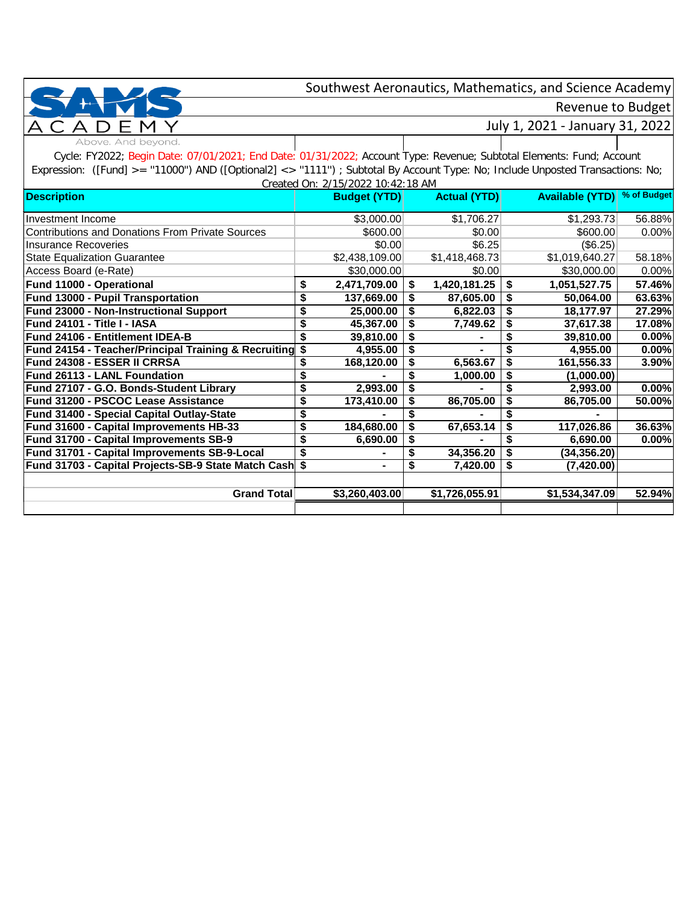Southwest Aeronautics, Mathematics, and Science Academy

Revenue to Budget

July 1, 2021 - January 31, 2022

SAMS ACADEMY Above. And beyond.

Cycle: FY2022; Begin Date: 07/01/2021; End Date: 01/31/2022; Account Type: Revenue; Subtotal Elements: Fund; Account Expression: ([Fund] >= "11000") AND ([Optional2] <> "1111") ; Subtotal By Account Type: No; Include Unposted Transactions: No;

Created On: 2/15/2022 10:42:18 AM

| Description | Budget (YTD) | Actual (YTD) | Available (YTD) | % of Budget |
|---|---|---|---|---|
| Investment Income | $3,000.00 | $1,706.27 | $1,293.73 | 56.88% |
| Contributions and Donations From Private Sources | $600.00 | $0.00 | $600.00 | 0.00% |
| Insurance Recoveries | $0.00 | $6.25 | ($6.25) | |
| State Equalization Guarantee | $2,438,109.00 | $1,418,468.73 | $1,019,640.27 | 58.18% |
| Access Board (e-Rate) | $30,000.00 | $0.00 | $30,000.00 | 0.00% |
| **Fund 11000 - Operational** | **$ 2,471,709.00** | **$ 1,420,181.25** | **$ 1,051,527.75** | **57.46%** |
| **Fund 13000 - Pupil Transportation** | **$ 137,669.00** | **$ 87,605.00** | **$ 50,064.00** | **63.63%** |
| **Fund 23000 - Non-Instructional Support** | **$ 25,000.00** | **$ 6,822.03** | **$ 18,177.97** | **27.29%** |
| **Fund 24101 - Title I - IASA** | **$ 45,367.00** | **$ 7,749.62** | **$ 37,617.38** | **17.08%** |
| **Fund 24106 - Entitlement IDEA-B** | **$ 39,810.00** | **$ -** | **$ 39,810.00** | **0.00%** |
| **Fund 24154 - Teacher/Principal Training & Recruiting** | **$ 4,955.00** | **$ -** | **$ 4,955.00** | **0.00%** |
| **Fund 24308 - ESSER II CRRSA** | **$ 168,120.00** | **$ 6,563.67** | **$ 161,556.33** | **3.90%** |
| **Fund 26113 - LANL Foundation** | **$ -** | **$ 1,000.00** | **$ (1,000.00)** | |
| **Fund 27107 - G.O. Bonds-Student Library** | **$ 2,993.00** | **$ -** | **$ 2,993.00** | **0.00%** |
| **Fund 31200 - PSCOC Lease Assistance** | **$ 173,410.00** | **$ 86,705.00** | **$ 86,705.00** | **50.00%** |
| **Fund 31400 - Special Capital Outlay-State** | **$ -** | **$ -** | **$ -** | |
| **Fund 31600 - Capital Improvements HB-33** | **$ 184,680.00** | **$ 67,653.14** | **$ 117,026.86** | **36.63%** |
| **Fund 31700 - Capital Improvements SB-9** | **$ 6,690.00** | **$ -** | **$ 6,690.00** | **0.00%** |
| **Fund 31701 - Capital Improvements SB-9-Local** | **$ -** | **$ 34,356.20** | **$ (34,356.20)** | |
| **Fund 31703 - Capital Projects-SB-9 State Match Cash** | **$ -** | **$ 7,420.00** | **$ (7,420.00)** | |
| **Grand Total** | **$3,260,403.00** | **$1,726,055.91** | **$1,534,347.09** | **52.94%** |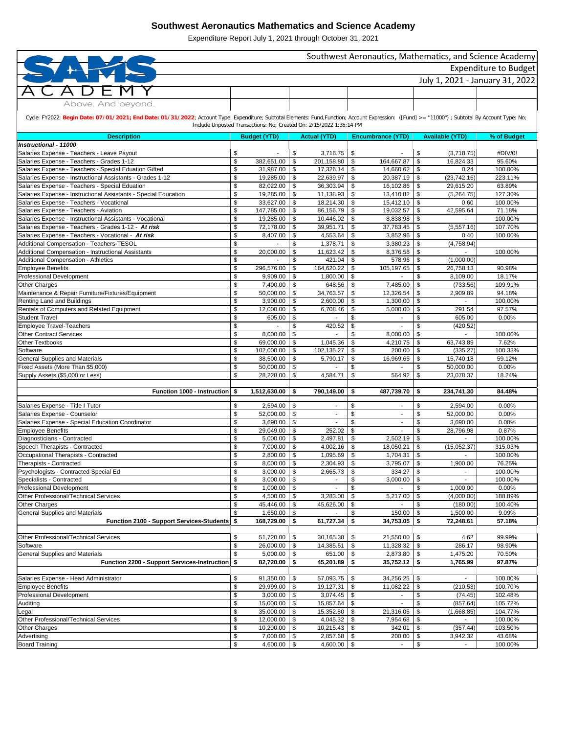# Southwest Aeronautics Mathematics and Science Academy

Expenditure Report July 1, 2021 through October 31, 2021

SAMS ACADEMY — Above. And beyond.

Southwest Aeronautics, Mathematics, and Science Academy
Expenditure to Budget
July 1, 2021 - January 31, 2022

Cycle: FY2022; **Begin Date: 07/01/2021; End Date: 01/31/2022**; Account Type: Expenditure; Subtotal Elements: Fund,Function; Account Expression: ([Fund] >= "11000") ; Subtotal By Account Type: No; Include Unposted Transactions: No; Created On: 2/15/2022 1:35:14 PM

| Description | Budget (YTD) | Actual (YTD) | Encumbrance (YTD) | Available (YTD) | % of Budget |
|---|---|---|---|---|---|
| ***Instructional - 11000*** | | | | | |
| Salaries Expense - Teachers - Leave Payout | $ - | $ 3,718.75 | $ - | $ (3,718.75) | #DIV/0! |
| Salaries Expense - Teachers - Grades 1-12 | $ 382,651.00 | $ 201,158.80 | $ 164,667.87 | $ 16,824.33 | 95.60% |
| Salaries Expense - Teachers - Special Eduation Gifted | $ 31,987.00 | $ 17,326.14 | $ 14,660.62 | $ 0.24 | 100.00% |
| Salaries Expense - Instructional Assistants - Grades 1-12 | $ 19,285.00 | $ 22,639.97 | $ 20,387.19 | $ (23,742.16) | 223.11% |
| Salaries Expense - Teachers - Special Eduation | $ 82,022.00 | $ 36,303.94 | $ 16,102.86 | $ 29,615.20 | 63.89% |
| Salaries Expense - Instructional Assistants - Special Education | $ 19,285.00 | $ 11,138.93 | $ 13,410.82 | $ (5,264.75) | 127.30% |
| Salaries Expense - Teachers - Vocational | $ 33,627.00 | $ 18,214.30 | $ 15,412.10 | $ 0.60 | 100.00% |
| Salaries Expense - Teachers - Aviation | $ 147,785.00 | $ 86,156.79 | $ 19,032.57 | $ 42,595.64 | 71.18% |
| Salaries Expense - Instructional Assistants - Vocational | $ 19,285.00 | $ 10,446.02 | $ 8,838.98 | $ - | 100.00% |
| Salaries Expense - Teachers - Grades 1-12 - ***At risk*** | $ 72,178.00 | $ 39,951.71 | $ 37,783.45 | $ (5,557.16) | 107.70% |
| Salaries Expense - Teachers - Vocational - ***At risk*** | $ 8,407.00 | $ 4,553.64 | $ 3,852.96 | $ 0.40 | 100.00% |
| Additional Compensation - Teachers-TESOL | $ - | $ 1,378.71 | $ 3,380.23 | $ (4,758.94) | |
| Additional Compensation - Instructional Assistants | $ 20,000.00 | $ 11,623.42 | $ 8,376.58 | $ - | 100.00% |
| Additional Compensation - Athletics | $ - | $ 421.04 | $ 578.96 | $ (1,000.00) | |
| Employee Benefits | $ 296,576.00 | $ 164,620.22 | $ 105,197.65 | $ 26,758.13 | 90.98% |
| Professional Development | $ 9,909.00 | $ 1,800.00 | $ - | $ 8,109.00 | 18.17% |
| Other Charges | $ 7,400.00 | $ 648.56 | $ 7,485.00 | $ (733.56) | 109.91% |
| Maintenance & Repair Furniture/Fixtures/Equipment | $ 50,000.00 | $ 34,763.57 | $ 12,326.54 | $ 2,909.89 | 94.18% |
| Renting Land and Buildings | $ 3,900.00 | $ 2,600.00 | $ 1,300.00 | $ - | 100.00% |
| Rentals of Computers and Related Equipment | $ 12,000.00 | $ 6,708.46 | $ 5,000.00 | $ 291.54 | 97.57% |
| Student Travel | $ 605.00 | $ - | $ - | $ 605.00 | 0.00% |
| Employee Travel-Teachers | $ - | $ 420.52 | $ - | $ (420.52) | |
| Other Contract Services | $ 8,000.00 | $ - | $ 8,000.00 | $ - | 100.00% |
| Other Textbooks | $ 69,000.00 | $ 1,045.36 | $ 4,210.75 | $ 63,743.89 | 7.62% |
| Software | $ 102,000.00 | $ 102,135.27 | $ 200.00 | $ (335.27) | 100.33% |
| General Supplies and Materials | $ 38,500.00 | $ 5,790.17 | $ 16,969.65 | $ 15,740.18 | 59.12% |
| Fixed Assets (More Than $5,000) | $ 50,000.00 | $ - | $ - | $ 50,000.00 | 0.00% |
| Supply Assets ($5,000 or Less) | $ 28,228.00 | $ 4,584.71 | $ 564.92 | $ 23,078.37 | 18.24% |
| **Function 1000 - Instruction** | **$ 1,512,630.00** | **$ 790,149.00** | **$ 487,739.70** | **$ 234,741.30** | **84.48%** |
| Salaries Expense - Title I Tutor | $ 2,594.00 | $ - | $ - | $ 2,594.00 | 0.00% |
| Salaries Expense - Counselor | $ 52,000.00 | $ - | $ - | $ 52,000.00 | 0.00% |
| Salaries Expense - Special Education Coordinator | $ 3,690.00 | $ - | $ - | $ 3,690.00 | 0.00% |
| Employee Benefits | $ 29,049.00 | $ 252.02 | $ - | $ 28,796.98 | 0.87% |
| Diagnosticians - Contracted | $ 5,000.00 | $ 2,497.81 | $ 2,502.19 | $ - | 100.00% |
| Speech Therapists - Contracted | $ 7,000.00 | $ 4,002.16 | $ 18,050.21 | $ (15,052.37) | 315.03% |
| Occupational Therapists - Contracted | $ 2,800.00 | $ 1,095.69 | $ 1,704.31 | $ - | 100.00% |
| Therapists - Contracted | $ 8,000.00 | $ 2,304.93 | $ 3,795.07 | $ 1,900.00 | 76.25% |
| Psychologists - Contracted Special Ed | $ 3,000.00 | $ 2,665.73 | $ 334.27 | $ - | 100.00% |
| Specialists - Contracted | $ 3,000.00 | $ - | $ 3,000.00 | $ - | 100.00% |
| Professional Development | $ 1,000.00 | $ - | $ - | $ 1,000.00 | 0.00% |
| Other Professional/Technical Services | $ 4,500.00 | $ 3,283.00 | $ 5,217.00 | $ (4,000.00) | 188.89% |
| Other Charges | $ 45,446.00 | $ 45,626.00 | $ - | $ (180.00) | 100.40% |
| General Supplies and Materials | $ 1,650.00 | $ - | $ 150.00 | $ 1,500.00 | 9.09% |
| **Function 2100 - Support Services-Students** | **$ 168,729.00** | **$ 61,727.34** | **$ 34,753.05** | **$ 72,248.61** | **57.18%** |
| Other Professional/Technical Services | $ 51,720.00 | $ 30,165.38 | $ 21,550.00 | $ 4.62 | 99.99% |
| Software | $ 26,000.00 | $ 14,385.51 | $ 11,328.32 | $ 286.17 | 98.90% |
| General Supplies and Materials | $ 5,000.00 | $ 651.00 | $ 2,873.80 | $ 1,475.20 | 70.50% |
| **Function 2200 - Support Services-Instruction** | **$ 82,720.00** | **$ 45,201.89** | **$ 35,752.12** | **$ 1,765.99** | **97.87%** |
| Salaries Expense - Head Administrator | $ 91,350.00 | $ 57,093.75 | $ 34,256.25 | $ - | 100.00% |
| Employee Benefits | $ 29,999.00 | $ 19,127.31 | $ 11,082.22 | $ (210.53) | 100.70% |
| Professional Development | $ 3,000.00 | $ 3,074.45 | $ - | $ (74.45) | 102.48% |
| Auditing | $ 15,000.00 | $ 15,857.64 | $ - | $ (857.64) | 105.72% |
| Legal | $ 35,000.00 | $ 15,352.80 | $ 21,316.05 | $ (1,668.85) | 104.77% |
| Other Professional/Technical Services | $ 12,000.00 | $ 4,045.32 | $ 7,954.68 | $ - | 100.00% |
| Other Charges | $ 10,200.00 | $ 10,215.43 | $ 342.01 | $ (357.44) | 103.50% |
| Advertising | $ 7,000.00 | $ 2,857.68 | $ 200.00 | $ 3,942.32 | 43.68% |
| Board Training | $ 4,600.00 | $ 4,600.00 | $ - | $ - | 100.00% |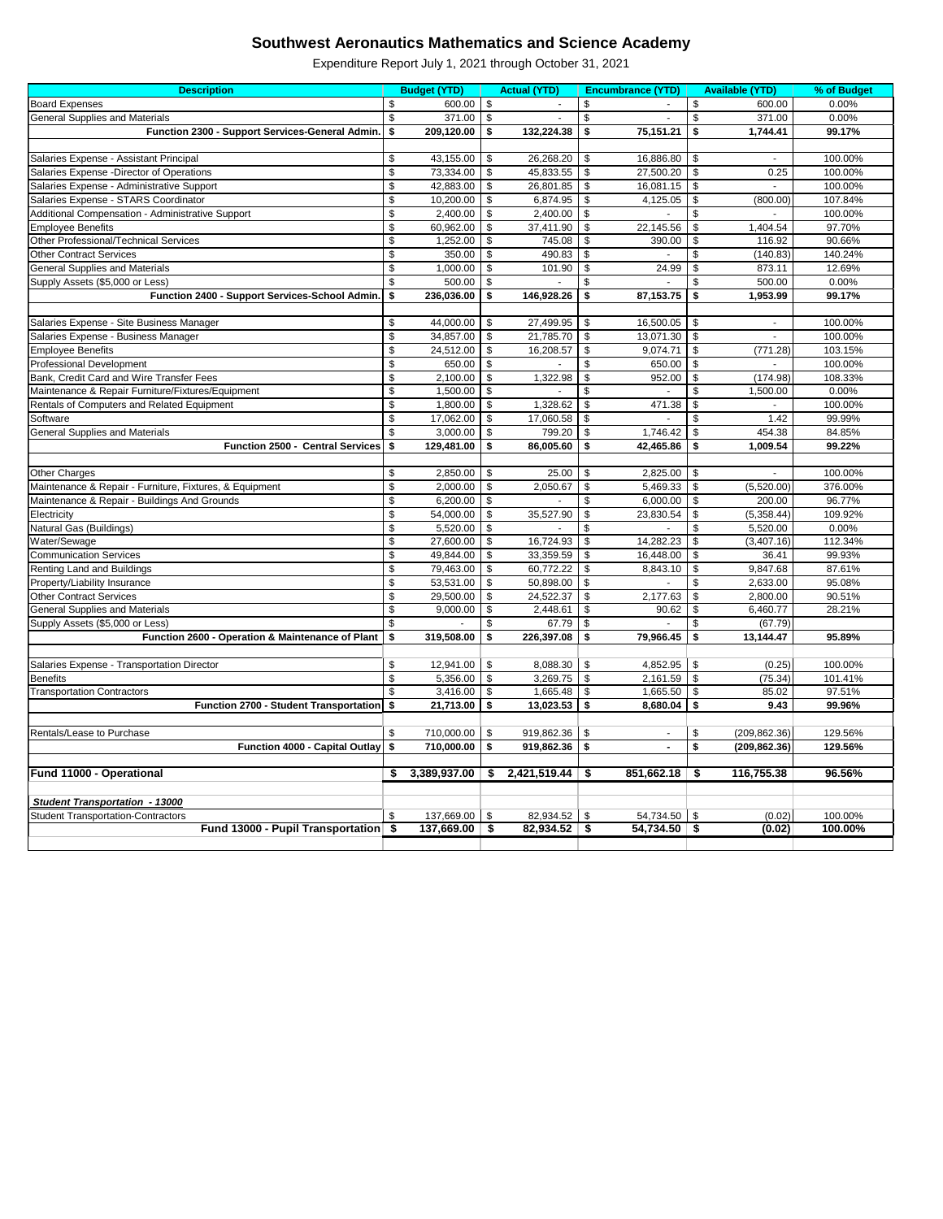# Southwest Aeronautics Mathematics and Science Academy

Expenditure Report July 1, 2021 through October 31, 2021

| Description | Budget (YTD) | Actual (YTD) | Encumbrance (YTD) | Available (YTD) | % of Budget |
|---|---|---|---|---|---|
| Board Expenses | $ 600.00 | $ - | $ - | $ 600.00 | 0.00% |
| General Supplies and Materials | $ 371.00 | $ - | $ - | $ 371.00 | 0.00% |
| **Function 2300 - Support Services-General Admin.** | **$ 209,120.00** | **$ 132,224.38** | **$ 75,151.21** | **$ 1,744.41** | **99.17%** |
| | | | | | |
| Salaries Expense - Assistant Principal | $ 43,155.00 | $ 26,268.20 | $ 16,886.80 | $ - | 100.00% |
| Salaries Expense -Director of Operations | $ 73,334.00 | $ 45,833.55 | $ 27,500.20 | $ 0.25 | 100.00% |
| Salaries Expense - Administrative Support | $ 42,883.00 | $ 26,801.85 | $ 16,081.15 | $ - | 100.00% |
| Salaries Expense - STARS Coordinator | $ 10,200.00 | $ 6,874.95 | $ 4,125.05 | $ (800.00) | 107.84% |
| Additional Compensation - Administrative Support | $ 2,400.00 | $ 2,400.00 | $ - | $ - | 100.00% |
| Employee Benefits | $ 60,962.00 | $ 37,411.90 | $ 22,145.56 | $ 1,404.54 | 97.70% |
| Other Professional/Technical Services | $ 1,252.00 | $ 745.08 | $ 390.00 | $ 116.92 | 90.66% |
| Other Contract Services | $ 350.00 | $ 490.83 | $ - | $ (140.83) | 140.24% |
| General Supplies and Materials | $ 1,000.00 | $ 101.90 | $ 24.99 | $ 873.11 | 12.69% |
| Supply Assets ($5,000 or Less) | $ 500.00 | $ - | $ - | $ 500.00 | 0.00% |
| **Function 2400 - Support Services-School Admin.** | **$ 236,036.00** | **$ 146,928.26** | **$ 87,153.75** | **$ 1,953.99** | **99.17%** |
| | | | | | |
| Salaries Expense - Site Business Manager | $ 44,000.00 | $ 27,499.95 | $ 16,500.05 | $ - | 100.00% |
| Salaries Expense - Business Manager | $ 34,857.00 | $ 21,785.70 | $ 13,071.30 | $ - | 100.00% |
| Employee Benefits | $ 24,512.00 | $ 16,208.57 | $ 9,074.71 | $ (771.28) | 103.15% |
| Professional Development | $ 650.00 | $ - | $ 650.00 | $ - | 100.00% |
| Bank, Credit Card and Wire Transfer Fees | $ 2,100.00 | $ 1,322.98 | $ 952.00 | $ (174.98) | 108.33% |
| Maintenance & Repair Furniture/Fixtures/Equipment | $ 1,500.00 | $ - | $ - | $ 1,500.00 | 0.00% |
| Rentals of Computers and Related Equipment | $ 1,800.00 | $ 1,328.62 | $ 471.38 | $ - | 100.00% |
| Software | $ 17,062.00 | $ 17,060.58 | $ - | $ 1.42 | 99.99% |
| General Supplies and Materials | $ 3,000.00 | $ 799.20 | $ 1,746.42 | $ 454.38 | 84.85% |
| **Function 2500 - Central Services** | **$ 129,481.00** | **$ 86,005.60** | **$ 42,465.86** | **$ 1,009.54** | **99.22%** |
| | | | | | |
| Other Charges | $ 2,850.00 | $ 25.00 | $ 2,825.00 | $ - | 100.00% |
| Maintenance & Repair - Furniture, Fixtures, & Equipment | $ 2,000.00 | $ 2,050.67 | $ 5,469.33 | $ (5,520.00) | 376.00% |
| Maintenance & Repair - Buildings And Grounds | $ 6,200.00 | $ - | $ 6,000.00 | $ 200.00 | 96.77% |
| Electricity | $ 54,000.00 | $ 35,527.90 | $ 23,830.54 | $ (5,358.44) | 109.92% |
| Natural Gas (Buildings) | $ 5,520.00 | $ - | $ - | $ 5,520.00 | 0.00% |
| Water/Sewage | $ 27,600.00 | $ 16,724.93 | $ 14,282.23 | $ (3,407.16) | 112.34% |
| Communication Services | $ 49,844.00 | $ 33,359.59 | $ 16,448.00 | $ 36.41 | 99.93% |
| Renting Land and Buildings | $ 79,463.00 | $ 60,772.22 | $ 8,843.10 | $ 9,847.68 | 87.61% |
| Property/Liability Insurance | $ 53,531.00 | $ 50,898.00 | $ - | $ 2,633.00 | 95.08% |
| Other Contract Services | $ 29,500.00 | $ 24,522.37 | $ 2,177.63 | $ 2,800.00 | 90.51% |
| General Supplies and Materials | $ 9,000.00 | $ 2,448.61 | $ 90.62 | $ 6,460.77 | 28.21% |
| Supply Assets ($5,000 or Less) | $ - | $ 67.79 | $ - | $ (67.79) | |
| **Function 2600 - Operation & Maintenance of Plant** | **$ 319,508.00** | **$ 226,397.08** | **$ 79,966.45** | **$ 13,144.47** | **95.89%** |
| | | | | | |
| Salaries Expense - Transportation Director | $ 12,941.00 | $ 8,088.30 | $ 4,852.95 | $ (0.25) | 100.00% |
| Benefits | $ 5,356.00 | $ 3,269.75 | $ 2,161.59 | $ (75.34) | 101.41% |
| Transportation Contractors | $ 3,416.00 | $ 1,665.48 | $ 1,665.50 | $ 85.02 | 97.51% |
| **Function 2700 - Student Transportation** | **$ 21,713.00** | **$ 13,023.53** | **$ 8,680.04** | **$ 9.43** | **99.96%** |
| | | | | | |
| Rentals/Lease to Purchase | $ 710,000.00 | $ 919,862.36 | $ - | $ (209,862.36) | 129.56% |
| **Function 4000 - Capital Outlay** | **$ 710,000.00** | **$ 919,862.36** | **$ -** | **$ (209,862.36)** | **129.56%** |
| | | | | | |
| **Fund 11000 - Operational** | **$ 3,389,937.00** | **$ 2,421,519.44** | **$ 851,662.18** | **$ 116,755.38** | **96.56%** |
| | | | | | |
| ***Student Transportation - 13000*** | | | | | |
| Student Transportation-Contractors | $ 137,669.00 | $ 82,934.52 | $ 54,734.50 | $ (0.02) | 100.00% |
| **Fund 13000 - Pupil Transportation** | **$ 137,669.00** | **$ 82,934.52** | **$ 54,734.50** | **$ (0.02)** | **100.00%** |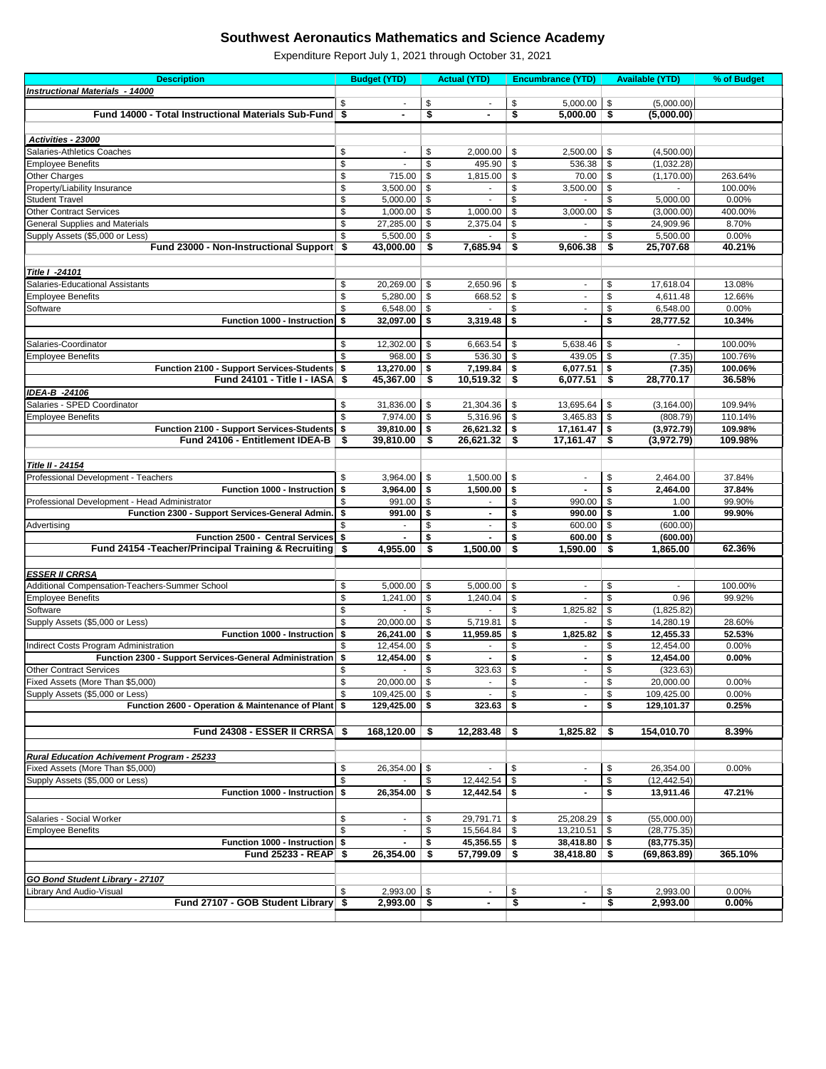# Southwest Aeronautics Mathematics and Science Academy

Expenditure Report July 1, 2021 through October 31, 2021

| Description | Budget (YTD) | Actual (YTD) | Encumbrance (YTD) | Available (YTD) | % of Budget |
|---|---|---|---|---|---|
| ***Instructional Materials - 14000*** | | | | | |
| | $ - | $ - | $ 5,000.00 | $ (5,000.00) | |
| **Fund 14000 - Total Instructional Materials Sub-Fund** | **$ -** | **$ -** | **$ 5,000.00** | **$ (5,000.00)** | |
| | | | | | |
| ***Activities - 23000*** | | | | | |
| Salaries-Athletics Coaches | $ - | $ 2,000.00 | $ 2,500.00 | $ (4,500.00) | |
| Employee Benefits | $ - | $ 495.90 | $ 536.38 | $ (1,032.28) | |
| Other Charges | $ 715.00 | $ 1,815.00 | $ 70.00 | $ (1,170.00) | 263.64% |
| Property/Liability Insurance | $ 3,500.00 | $ - | $ 3,500.00 | $ - | 100.00% |
| Student Travel | $ 5,000.00 | $ - | $ - | $ 5,000.00 | 0.00% |
| Other Contract Services | $ 1,000.00 | $ 1,000.00 | $ 3,000.00 | $ (3,000.00) | 400.00% |
| General Supplies and Materials | $ 27,285.00 | $ 2,375.04 | $ - | $ 24,909.96 | 8.70% |
| Supply Assets ($5,000 or Less) | $ 5,500.00 | $ - | $ - | $ 5,500.00 | 0.00% |
| **Fund 23000 - Non-Instructional Support** | **$ 43,000.00** | **$ 7,685.94** | **$ 9,606.38** | **$ 25,707.68** | **40.21%** |
| | | | | | |
| ***Title I -24101*** | | | | | |
| Salaries-Educational Assistants | $ 20,269.00 | $ 2,650.96 | $ - | $ 17,618.04 | 13.08% |
| Employee Benefits | $ 5,280.00 | $ 668.52 | $ - | $ 4,611.48 | 12.66% |
| Software | $ 6,548.00 | $ - | $ - | $ 6,548.00 | 0.00% |
| **Function 1000 - Instruction** | **$ 32,097.00** | **$ 3,319.48** | **$ -** | **$ 28,777.52** | **10.34%** |
| | | | | | |
| Salaries-Coordinator | $ 12,302.00 | $ 6,663.54 | $ 5,638.46 | $ - | 100.00% |
| Employee Benefits | $ 968.00 | $ 536.30 | $ 439.05 | $ (7.35) | 100.76% |
| **Function 2100 - Support Services-Students** | **$ 13,270.00** | **$ 7,199.84** | **$ 6,077.51** | **$ (7.35)** | **100.06%** |
| **Fund 24101 - Title I - IASA** | **$ 45,367.00** | **$ 10,519.32** | **$ 6,077.51** | **$ 28,770.17** | **36.58%** |
| ***IDEA-B -24106*** | | | | | |
| Salaries - SPED Coordinator | $ 31,836.00 | $ 21,304.36 | $ 13,695.64 | $ (3,164.00) | 109.94% |
| Employee Benefits | $ 7,974.00 | $ 5,316.96 | $ 3,465.83 | $ (808.79) | 110.14% |
| **Function 2100 - Support Services-Students** | **$ 39,810.00** | **$ 26,621.32** | **$ 17,161.47** | **$ (3,972.79)** | **109.98%** |
| **Fund 24106 - Entitlement IDEA-B** | **$ 39,810.00** | **$ 26,621.32** | **$ 17,161.47** | **$ (3,972.79)** | **109.98%** |
| | | | | | |
| ***Title II - 24154*** | | | | | |
| Professional Development - Teachers | $ 3,964.00 | $ 1,500.00 | $ - | $ 2,464.00 | 37.84% |
| **Function 1000 - Instruction** | **$ 3,964.00** | **$ 1,500.00** | **$ -** | **$ 2,464.00** | **37.84%** |
| Professional Development - Head Administrator | $ 991.00 | $ - | $ 990.00 | $ 1.00 | 99.90% |
| **Function 2300 - Support Services-General Admin.** | **$ 991.00** | **$ -** | **$ 990.00** | **$ 1.00** | **99.90%** |
| Advertising | $ - | $ - | $ 600.00 | $ (600.00) | |
| **Function 2500 - Central Services** | **$ -** | **$ -** | **$ 600.00** | **$ (600.00)** | |
| **Fund 24154 -Teacher/Principal Training & Recruiting** | **$ 4,955.00** | **$ 1,500.00** | **$ 1,590.00** | **$ 1,865.00** | **62.36%** |
| | | | | | |
| ***ESSER II CRRSA*** | | | | | |
| Additional Compensation-Teachers-Summer School | $ 5,000.00 | $ 5,000.00 | $ - | $ - | 100.00% |
| Employee Benefits | $ 1,241.00 | $ 1,240.04 | $ - | $ 0.96 | 99.92% |
| Software | $ - | $ - | $ 1,825.82 | $ (1,825.82) | |
| Supply Assets ($5,000 or Less) | $ 20,000.00 | $ 5,719.81 | $ - | $ 14,280.19 | 28.60% |
| **Function 1000 - Instruction** | **$ 26,241.00** | **$ 11,959.85** | **$ 1,825.82** | **$ 12,455.33** | **52.53%** |
| Indirect Costs Program Administration | $ 12,454.00 | $ - | $ - | $ 12,454.00 | 0.00% |
| **Function 2300 - Support Services-General Administration** | **$ 12,454.00** | **$ -** | **$ -** | **$ 12,454.00** | **0.00%** |
| Other Contract Services | $ - | $ 323.63 | $ - | $ (323.63) | |
| Fixed Assets (More Than $5,000) | $ 20,000.00 | $ - | $ - | $ 20,000.00 | 0.00% |
| Supply Assets ($5,000 or Less) | $ 109,425.00 | $ - | $ - | $ 109,425.00 | 0.00% |
| **Function 2600 - Operation & Maintenance of Plant** | **$ 129,425.00** | **$ 323.63** | **$ -** | **$ 129,101.37** | **0.25%** |
| | | | | | |
| **Fund 24308 - ESSER II CRRSA** | **$ 168,120.00** | **$ 12,283.48** | **$ 1,825.82** | **$ 154,010.70** | **8.39%** |
| | | | | | |
| ***Rural Education Achivement Program - 25233*** | | | | | |
| Fixed Assets (More Than $5,000) | $ 26,354.00 | $ - | $ - | $ 26,354.00 | 0.00% |
| Supply Assets ($5,000 or Less) | $ - | $ 12,442.54 | $ - | $ (12,442.54) | |
| **Function 1000 - Instruction** | **$ 26,354.00** | **$ 12,442.54** | **$ -** | **$ 13,911.46** | **47.21%** |
| | | | | | |
| Salaries - Social Worker | $ - | $ 29,791.71 | $ 25,208.29 | $ (55,000.00) | |
| Employee Benefits | $ - | $ 15,564.84 | $ 13,210.51 | $ (28,775.35) | |
| **Function 1000 - Instruction** | **$ -** | **$ 45,356.55** | **$ 38,418.80** | **$ (83,775.35)** | |
| **Fund 25233 - REAP** | **$ 26,354.00** | **$ 57,799.09** | **$ 38,418.80** | **$ (69,863.89)** | **365.10%** |
| | | | | | |
| ***GO Bond Student Library - 27107*** | | | | | |
| Library And Audio-Visual | $ 2,993.00 | $ - | $ - | $ 2,993.00 | 0.00% |
| **Fund 27107 - GOB Student Library** | **$ 2,993.00** | **$ -** | **$ -** | **$ 2,993.00** | **0.00%** |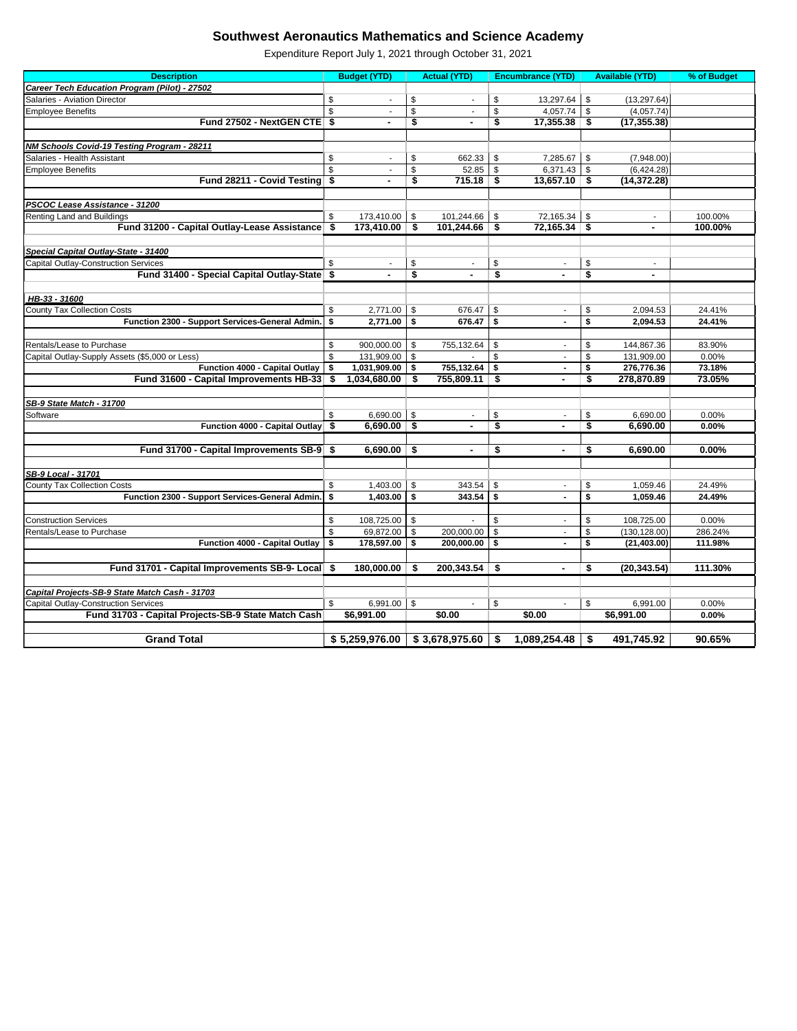# Southwest Aeronautics Mathematics and Science Academy

Expenditure Report July 1, 2021 through October 31, 2021

| Description | Budget (YTD) | Actual (YTD) | Encumbrance (YTD) | Available (YTD) | % of Budget |
|---|---|---|---|---|---|
| ***Career Tech Education Program (Pilot) - 27502*** | | | | | |
| Salaries - Aviation Director | $ - | $ - | $ 13,297.64 | $ (13,297.64) | |
| Employee Benefits | $ - | $ - | $ 4,057.74 | $ (4,057.74) | |
| **Fund 27502 - NextGEN CTE** | **$ -** | **$ -** | **$ 17,355.38** | **$ (17,355.38)** | |
| | | | | | |
| ***NM Schools Covid-19 Testing Program - 28211*** | | | | | |
| Salaries - Health Assistant | $ - | $ 662.33 | $ 7,285.67 | $ (7,948.00) | |
| Employee Benefits | $ - | $ 52.85 | $ 6,371.43 | $ (6,424.28) | |
| **Fund 28211 - Covid Testing** | **$ -** | **$ 715.18** | **$ 13,657.10** | **$ (14,372.28)** | |
| | | | | | |
| ***PSCOC Lease Assistance - 31200*** | | | | | |
| Renting Land and Buildings | $ 173,410.00 | $ 101,244.66 | $ 72,165.34 | $ - | 100.00% |
| **Fund 31200 - Capital Outlay-Lease Assistance** | **$ 173,410.00** | **$ 101,244.66** | **$ 72,165.34** | **$ -** | **100.00%** |
| | | | | | |
| ***Special Capital Outlay-State - 31400*** | | | | | |
| Capital Outlay-Construction Services | $ - | $ - | $ - | $ - | |
| **Fund 31400 - Special Capital Outlay-State** | **$ -** | **$ -** | **$ -** | **$ -** | |
| | | | | | |
| ***HB-33 - 31600*** | | | | | |
| County Tax Collection Costs | $ 2,771.00 | $ 676.47 | $ - | $ 2,094.53 | 24.41% |
| **Function 2300 - Support Services-General Admin.** | **$ 2,771.00** | **$ 676.47** | **$ -** | **$ 2,094.53** | **24.41%** |
| | | | | | |
| Rentals/Lease to Purchase | $ 900,000.00 | $ 755,132.64 | $ - | $ 144,867.36 | 83.90% |
| Capital Outlay-Supply Assets ($5,000 or Less) | $ 131,909.00 | $ - | $ - | $ 131,909.00 | 0.00% |
| **Function 4000 - Capital Outlay** | **$ 1,031,909.00** | **$ 755,132.64** | **$ -** | **$ 276,776.36** | **73.18%** |
| **Fund 31600 - Capital Improvements HB-33** | **$ 1,034,680.00** | **$ 755,809.11** | **$ -** | **$ 278,870.89** | **73.05%** |
| | | | | | |
| ***SB-9 State Match - 31700*** | | | | | |
| Software | $ 6,690.00 | $ - | $ - | $ 6,690.00 | 0.00% |
| **Function 4000 - Capital Outlay** | **$ 6,690.00** | **$ -** | **$ -** | **$ 6,690.00** | **0.00%** |
| | | | | | |
| **Fund 31700 - Capital Improvements SB-9** | **$ 6,690.00** | **$ -** | **$ -** | **$ 6,690.00** | **0.00%** |
| | | | | | |
| ***SB-9 Local - 31701*** | | | | | |
| County Tax Collection Costs | $ 1,403.00 | $ 343.54 | $ - | $ 1,059.46 | 24.49% |
| **Function 2300 - Support Services-General Admin.** | **$ 1,403.00** | **$ 343.54** | **$ -** | **$ 1,059.46** | **24.49%** |
| | | | | | |
| Construction Services | $ 108,725.00 | $ - | $ - | $ 108,725.00 | 0.00% |
| Rentals/Lease to Purchase | $ 69,872.00 | $ 200,000.00 | $ - | $ (130,128.00) | 286.24% |
| **Function 4000 - Capital Outlay** | **$ 178,597.00** | **$ 200,000.00** | **$ -** | **$ (21,403.00)** | **111.98%** |
| | | | | | |
| **Fund 31701 - Capital Improvements SB-9- Local** | **$ 180,000.00** | **$ 200,343.54** | **$ -** | **$ (20,343.54)** | **111.30%** |
| | | | | | |
| ***Capital Projects-SB-9 State Match Cash - 31703*** | | | | | |
| Capital Outlay-Construction Services | $ 6,991.00 | $ - | $ - | $ 6,991.00 | 0.00% |
| **Fund 31703 - Capital Projects-SB-9 State Match Cash** | **$6,991.00** | **$0.00** | **$0.00** | **$6,991.00** | **0.00%** |
| | | | | | |
| **Grand Total** | **$ 5,259,976.00** | **$ 3,678,975.60** | **$ 1,089,254.48** | **$ 491,745.92** | **90.65%** |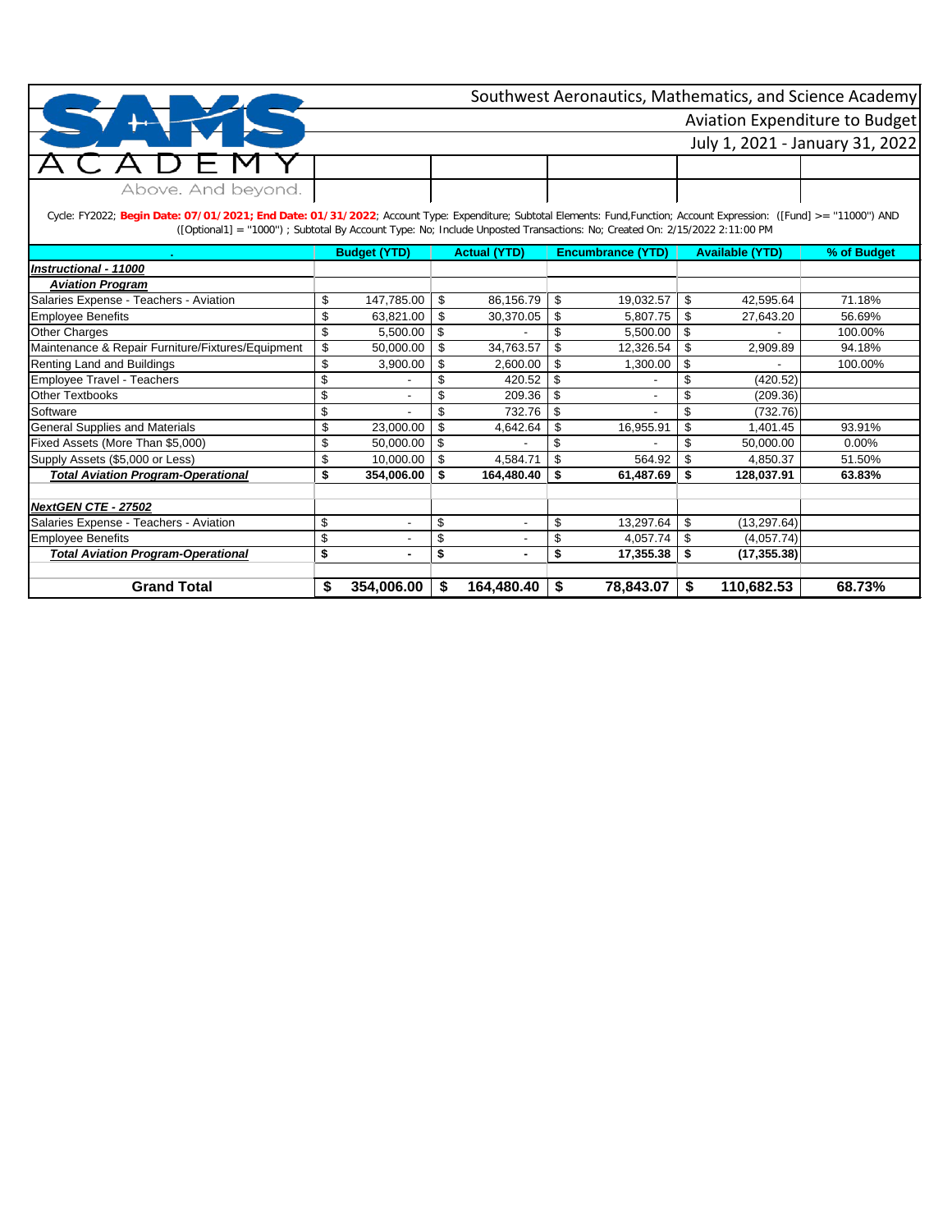# Southwest Aeronautics, Mathematics, and Science Academy

## Aviation Expenditure to Budget

### July 1, 2021 - January 31, 2022

SAMS ACADEMY — Above. And beyond.

Cycle: FY2022; **Begin Date: 07/01/2021; End Date: 01/31/2022**; Account Type: Expenditure; Subtotal Elements: Fund,Function; Account Expression: ([Fund] >= "11000") AND ([Optional1] = "1000") ; Subtotal By Account Type: No; Include Unposted Transactions: No; Created On: 2/15/2022 2:11:00 PM

| . | Budget (YTD) | Actual (YTD) | Encumbrance (YTD) | Available (YTD) | % of Budget |
|---|---|---|---|---|---|
| ***Instructional - 11000*** | | | | | |
| ***Aviation Program*** | | | | | |
| Salaries Expense - Teachers - Aviation | $ 147,785.00 | $ 86,156.79 | $ 19,032.57 | $ 42,595.64 | 71.18% |
| Employee Benefits | $ 63,821.00 | $ 30,370.05 | $ 5,807.75 | $ 27,643.20 | 56.69% |
| Other Charges | $ 5,500.00 | $ - | $ 5,500.00 | $ - | 100.00% |
| Maintenance & Repair Furniture/Fixtures/Equipment | $ 50,000.00 | $ 34,763.57 | $ 12,326.54 | $ 2,909.89 | 94.18% |
| Renting Land and Buildings | $ 3,900.00 | $ 2,600.00 | $ 1,300.00 | $ - | 100.00% |
| Employee Travel - Teachers | $ - | $ 420.52 | $ - | $ (420.52) | |
| Other Textbooks | $ - | $ 209.36 | $ - | $ (209.36) | |
| Software | $ - | $ 732.76 | $ - | $ (732.76) | |
| General Supplies and Materials | $ 23,000.00 | $ 4,642.64 | $ 16,955.91 | $ 1,401.45 | 93.91% |
| Fixed Assets (More Than $5,000) | $ 50,000.00 | $ - | $ - | $ 50,000.00 | 0.00% |
| Supply Assets ($5,000 or Less) | $ 10,000.00 | $ 4,584.71 | $ 564.92 | $ 4,850.37 | 51.50% |
| ***Total Aviation Program-Operational*** | **$ 354,006.00** | **$ 164,480.40** | **$ 61,487.69** | **$ 128,037.91** | **63.83%** |
| | | | | | |
| ***NextGEN CTE - 27502*** | | | | | |
| Salaries Expense - Teachers - Aviation | $ - | $ - | $ 13,297.64 | $ (13,297.64) | |
| Employee Benefits | $ - | $ - | $ 4,057.74 | $ (4,057.74) | |
| ***Total Aviation Program-Operational*** | **$ -** | **$ -** | **$ 17,355.38** | **$ (17,355.38)** | |
| | | | | | |
| **Grand Total** | **$ 354,006.00** | **$ 164,480.40** | **$ 78,843.07** | **$ 110,682.53** | **68.73%** |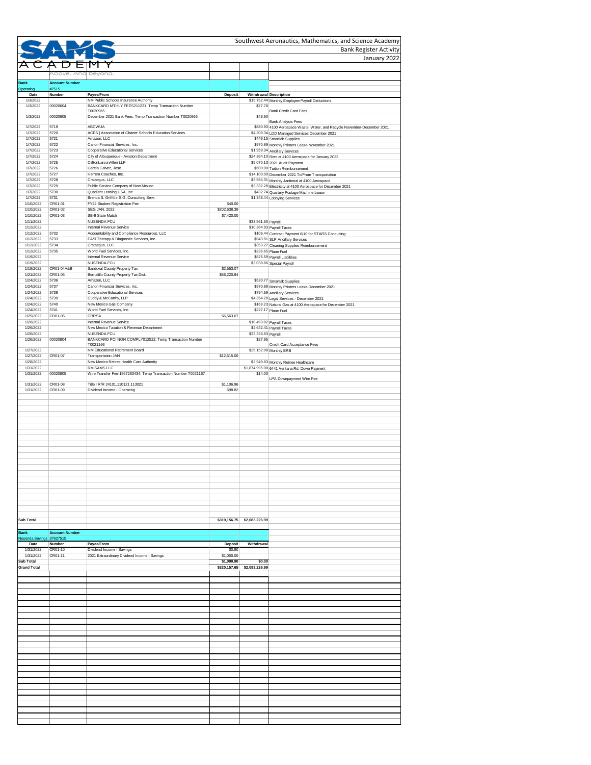# Southwest Aeronautics, Mathematics, and Science Academy

## Bank Register Activity

## January 2022

SAMS ACADEMY Above. And beyond.

| Bank | Account Number | | | | |
|---|---|---|---|---|---|
| Operating | #7515 | | | | |
| Date | Number | Payee/From | Deposit | Withdrawal | Description |
| 1/3/2022 | | NM Public Schools Insurance Authority | | $15,752.44 | Monthly Employee Payroll Deductions |
| 1/3/2022 | 00020604 | BANKCARD MTHLY FEES211231; Temp Transaction Number T0020965 | | $77.78 | Bank Credit Card Fees |
| 1/3/2022 | 00020605 | December 2021 Bank Fees; Temp Transaction Number T0020966 | | $43.90 | Bank Analysis Fees |
| 1/7/2022 | 5719 | ABCWUA | | $880.93 | 4100 Aerospace Waste, Water, and Recycle November-December 2021 |
| 1/7/2022 | 5720 | ACES \| Association of Charter Schools Education Services | | $4,309.34 | LDD Managed Services December 2021 |
| 1/7/2022 | 5721 | Amazon, LLC | | $449.15 | Smartlab Supplies |
| 1/7/2022 | 5722 | Canon Financial Services, Inc. | | $970.89 | Monthly Printers Lease-November 2021 |
| 1/7/2022 | 5723 | Cooperative Educational Services | | $1,959.34 | Ancillary Services |
| 1/7/2022 | 5724 | City of Albuquerque - Aviation Department | | $24,364.10 | Rent at 4100 Aerospace for January 2022 |
| 1/7/2022 | 5725 | CliftonLarsonAllen LLP | | $5,070.13 | 2021 Audit Payment |
| 1/7/2022 | 5726 | Garcia Galvez, Jose | | $500.00 | Tuition Reimbursement |
| 1/7/2022 | 5727 | Herrera Coaches, Inc. | | $14,100.00 | December 2021 To/From Transportation |
| 1/7/2022 | 5728 | Crataegus, LLC | | $3,554.31 | Monthly Janitorial at 4100 Aerospace |
| 1/7/2022 | 5729 | Public Service Company of New Mexico | | $3,332.28 | Electricity at 4100 Aerospace for December 2021 |
| 1/7/2022 | 5730 | Quadient Leasing USA, Inc | | $432.74 | Quartery Postage Machine Lease |
| 1/7/2022 | 5731 | Brenda S. Griffith- S.G. Consulting Serv. | | $1,348.44 | Lobbying Services |
| 1/10/2022 | CR01-01 | FY22 Student Registration Fee | $40.00 | | |
| 1/10/2022 | CR01-02 | SEG JAN. 2022 | $202,638.39 | | |
| 1/10/2022 | CR01-03 | SB-9 State Match | $7,420.00 | | |
| 1/11/2022 | | NUSENDA FCU | | $33,561.60 | Payroll |
| 1/12/2022 | | Internal Revenue Service | | $10,364.93 | Payroll Taxes |
| 1/12/2022 | 5732 | Accountability and Compliance Resources, LLC | | $106.44 | Contract Payment 6/10 for STARS Consulting |
| 1/12/2022 | 5733 | EASi Therapy & Diagnostic Services, Inc. | | $943.91 | SLP Ancillary Services |
| 1/12/2022 | 5734 | Crataegus, LLC | | $353.27 | Cleaning Supplies Reimbursement |
| 1/12/2022 | 5735 | World Fuel Services, Inc. | | $236.65 | Plane Fuel |
| 1/19/2022 | | Internal Revenue Service | | $825.59 | Payroll Liabilities |
| 1/19/2022 | | NUSENDA FCU | | $3,038.86 | Special Payroll |
| 1/19/2022 | CR01-04A&B | Sandoval County Property Tax | $2,553.07 | | |
| 1/21/2022 | CR01-05 | Bernalillo County Property Tax Dist. | $86,220.84 | | |
| 1/24/2022 | 5736 | Amazon, LLC | | $530.77 | Smartlab Supplies |
| 1/24/2022 | 5737 | Canon Financial Services, Inc. | | $970.89 | Monthly Printers Lease-December 2021 |
| 1/24/2022 | 5738 | Cooperative Educational Services | | $794.59 | Ancillary Services |
| 1/24/2022 | 5739 | Cuddy & McCarthy, LLP | | $4,354.20 | Legal Services - December 2021 |
| 1/24/2022 | 5740 | New Mexico Gas Company | | $169.23 | Natural Gas at 4100 Aerospace for December 2021 |
| 1/24/2022 | 5741 | World Fuel Services, Inc. | | $227.17 | Plane Fuel |
| 1/25/2022 | CR01-06 | CRRSA | $6,563.67 | | |
| 1/26/2022 | | Internal Revenue Service | | $10,493.02 | Payroll Taxes |
| 1/26/2022 | | New Mexico Taxation & Revenue Department | | $2,642.41 | Payroll Taxes |
| 1/26/2022 | | NUSENDA FCU | | $33,328.83 | Payroll |
| 1/26/2022 | 00020804 | BANKCARD PCI NON COMPLY012522; Temp Transaction Number T0021166 | | $27.95 | Credit Card Acceptance Fees |
| 1/27/2022 | | NM Educational Retirement Board | | $25,152.08 | Monthly ERB |
| 1/27/2022 | CR01-07 | Transportation JAN | $12,515.00 | | |
| 1/28/2022 | | New Mexico Retiree Health Care Authority | | $2,949.83 | Monthly Retiree Healthcare |
| 1/31/2022 | | RM SAMS LLC | | $1,874,995.00 | 6441 Ventana Rd. Down Payment |
| 1/31/2022 | 00020805 | Wire Transfer Fee-1567263434; Temp Transaction Number T0021167 | | $14.00 | LPA Downpayment Wire Fee |
| 1/31/2022 | CR01-08 | Title I RfR 24101.110121.113021 | $1,106.96 | | |
| 1/31/2022 | CR01-09 | Dividend Income - Operating | $98.82 | | |
| **Sub Total** | | | **$319,156.75** | **$2,083,226.99** | |

| Bank | Account Number | | | |
|---|---|---|---|---|
| Nusenda Savings | 37627515 | | | |
| Date | Number | Payee/From | Deposit | Withdrawal |
| 1/31/2022 | CR01-10 | Dividend Income - Savings | $0.90 | |
| 1/31/2022 | CR01-11 | 2021 Extraordinary Dividend Income - Savings | $1,000.00 | |
| **Sub Total** | | | **$1,000.90** | **$0.00** |
| **Grand Total** | | | **$320,157.65** | **$2,083,226.99** |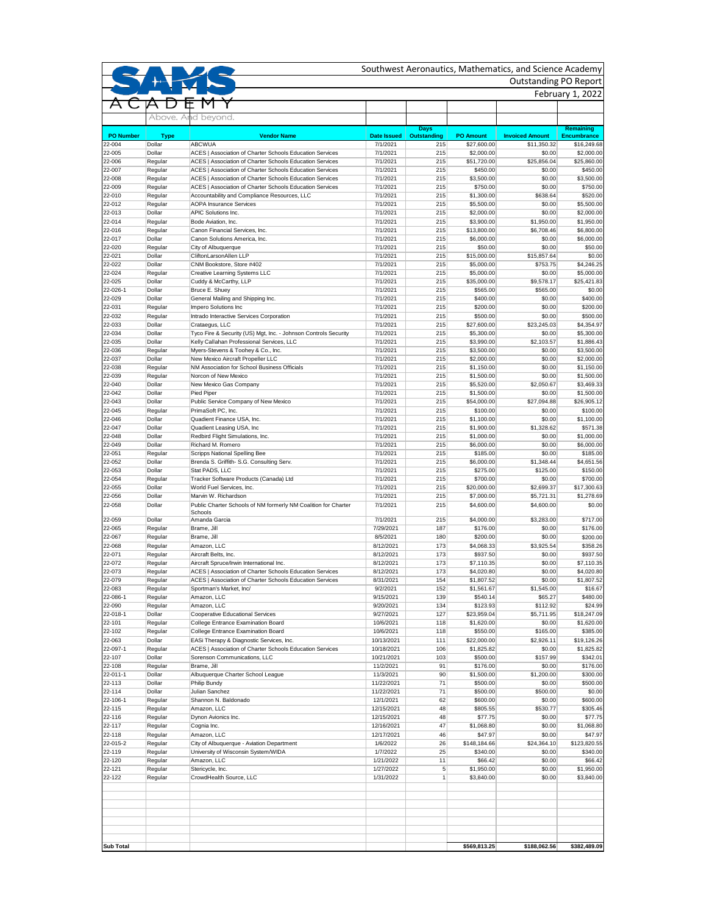# Southwest Aeronautics, Mathematics, and Science Academy

## Outstanding PO Report

February 1, 2022

SAMS ACADEMY — Above. And beyond.

| PO Number | Type | Vendor Name | Date Issued | Days Outstanding | PO Amount | Invoiced Amount | Remaining Encumbrance |
|---|---|---|---|---|---|---|---|
| 22-004 | Dollar | ABCWUA | 7/1/2021 | 215 | $27,600.00 | $11,350.32 | $16,249.68 |
| 22-005 | Dollar | ACES \| Association of Charter Schools Education Services | 7/1/2021 | 215 | $2,000.00 | $0.00 | $2,000.00 |
| 22-006 | Regular | ACES \| Association of Charter Schools Education Services | 7/1/2021 | 215 | $51,720.00 | $25,856.04 | $25,860.00 |
| 22-007 | Regular | ACES \| Association of Charter Schools Education Services | 7/1/2021 | 215 | $450.00 | $0.00 | $450.00 |
| 22-008 | Regular | ACES \| Association of Charter Schools Education Services | 7/1/2021 | 215 | $3,500.00 | $0.00 | $3,500.00 |
| 22-009 | Regular | ACES \| Association of Charter Schools Education Services | 7/1/2021 | 215 | $750.00 | $0.00 | $750.00 |
| 22-010 | Regular | Accountability and Compliance Resources, LLC | 7/1/2021 | 215 | $1,300.00 | $638.64 | $520.00 |
| 22-012 | Regular | AOPA Insurance Services | 7/1/2021 | 215 | $5,500.00 | $0.00 | $5,500.00 |
| 22-013 | Dollar | APIC Solutions Inc. | 7/1/2021 | 215 | $2,000.00 | $0.00 | $2,000.00 |
| 22-014 | Regular | Bode Aviation, Inc. | 7/1/2021 | 215 | $3,900.00 | $1,950.00 | $1,950.00 |
| 22-016 | Regular | Canon Financial Services, Inc. | 7/1/2021 | 215 | $13,800.00 | $6,708.46 | $6,800.00 |
| 22-017 | Dollar | Canon Solutions America, Inc. | 7/1/2021 | 215 | $6,000.00 | $0.00 | $6,000.00 |
| 22-020 | Regular | City of Albuquerque | 7/1/2021 | 215 | $50.00 | $0.00 | $50.00 |
| 22-021 | Dollar | CliftonLarsonAllen LLP | 7/1/2021 | 215 | $15,000.00 | $15,857.64 | $0.00 |
| 22-022 | Dollar | CNM Bookstore, Store #402 | 7/1/2021 | 215 | $5,000.00 | $753.75 | $4,246.25 |
| 22-024 | Regular | Creative Learning Systems LLC | 7/1/2021 | 215 | $5,000.00 | $0.00 | $5,000.00 |
| 22-025 | Dollar | Cuddy & McCarthy, LLP | 7/1/2021 | 215 | $35,000.00 | $9,578.17 | $25,421.83 |
| 22-026-1 | Dollar | Bruce E. Shuey | 7/1/2021 | 215 | $565.00 | $565.00 | $0.00 |
| 22-029 | Dollar | General Mailing and Shipping Inc. | 7/1/2021 | 215 | $400.00 | $0.00 | $400.00 |
| 22-031 | Regular | Impero Solutions Inc | 7/1/2021 | 215 | $200.00 | $0.00 | $200.00 |
| 22-032 | Regular | Intrado Interactive Services Corporation | 7/1/2021 | 215 | $500.00 | $0.00 | $500.00 |
| 22-033 | Dollar | Crataegus, LLC | 7/1/2021 | 215 | $27,600.00 | $23,245.03 | $4,354.97 |
| 22-034 | Dollar | Tyco Fire & Security (US) Mgt, Inc. - Johnson Controls Security | 7/1/2021 | 215 | $5,300.00 | $0.00 | $5,300.00 |
| 22-035 | Dollar | Kelly Callahan Professional Services, LLC | 7/1/2021 | 215 | $3,990.00 | $2,103.57 | $1,886.43 |
| 22-036 | Regular | Myers-Stevens & Toohey & Co., Inc. | 7/1/2021 | 215 | $3,500.00 | $0.00 | $3,500.00 |
| 22-037 | Dollar | New Mexico Aircraft Propeller LLC | 7/1/2021 | 215 | $2,000.00 | $0.00 | $2,000.00 |
| 22-038 | Regular | NM Association for School Business Officials | 7/1/2021 | 215 | $1,150.00 | $0.00 | $1,150.00 |
| 22-039 | Regular | Norcon of New Mexico | 7/1/2021 | 215 | $1,500.00 | $0.00 | $1,500.00 |
| 22-040 | Dollar | New Mexico Gas Company | 7/1/2021 | 215 | $5,520.00 | $2,050.67 | $3,469.33 |
| 22-042 | Dollar | Pied Piper | 7/1/2021 | 215 | $1,500.00 | $0.00 | $1,500.00 |
| 22-043 | Dollar | Public Service Company of New Mexico | 7/1/2021 | 215 | $54,000.00 | $27,094.88 | $26,905.12 |
| 22-045 | Regular | PrimaSoft PC, Inc. | 7/1/2021 | 215 | $100.00 | $0.00 | $100.00 |
| 22-046 | Dollar | Quadient Finance USA, Inc. | 7/1/2021 | 215 | $1,100.00 | $0.00 | $1,100.00 |
| 22-047 | Dollar | Quadient Leasing USA, Inc | 7/1/2021 | 215 | $1,900.00 | $1,328.62 | $571.38 |
| 22-048 | Dollar | Redbird Flight Simulations, Inc. | 7/1/2021 | 215 | $1,000.00 | $0.00 | $1,000.00 |
| 22-049 | Dollar | Richard M. Romero | 7/1/2021 | 215 | $6,000.00 | $0.00 | $6,000.00 |
| 22-051 | Regular | Scripps National Spelling Bee | 7/1/2021 | 215 | $185.00 | $0.00 | $185.00 |
| 22-052 | Dollar | Brenda S. Griffith- S.G. Consulting Serv. | 7/1/2021 | 215 | $6,000.00 | $1,348.44 | $4,651.56 |
| 22-053 | Dollar | Stat PADS, LLC | 7/1/2021 | 215 | $275.00 | $125.00 | $150.00 |
| 22-054 | Regular | Tracker Software Products (Canada) Ltd | 7/1/2021 | 215 | $700.00 | $0.00 | $700.00 |
| 22-055 | Dollar | World Fuel Services, Inc. | 7/1/2021 | 215 | $20,000.00 | $2,699.37 | $17,300.63 |
| 22-056 | Dollar | Marvin W. Richardson | 7/1/2021 | 215 | $7,000.00 | $5,721.31 | $1,278.69 |
| 22-058 | Dollar | Public Charter Schools of NM formerly NM Coalition for Charter Schools | 7/1/2021 | 215 | $4,600.00 | $4,600.00 | $0.00 |
| 22-059 | Dollar | Amanda Garcia | 7/1/2021 | 215 | $4,000.00 | $3,283.00 | $717.00 |
| 22-065 | Regular | Brame, Jill | 7/29/2021 | 187 | $176.00 | $0.00 | $176.00 |
| 22-067 | Regular | Brame, Jill | 8/5/2021 | 180 | $200.00 | $0.00 | $200.00 |
| 22-068 | Regular | Amazon, LLC | 8/12/2021 | 173 | $4,068.33 | $3,925.54 | $358.26 |
| 22-071 | Regular | Aircraft Belts, Inc. | 8/12/2021 | 173 | $937.50 | $0.00 | $937.50 |
| 22-072 | Regular | Aircraft Spruce/Irwin International Inc. | 8/12/2021 | 173 | $7,110.35 | $0.00 | $7,110.35 |
| 22-073 | Regular | ACES \| Association of Charter Schools Education Services | 8/12/2021 | 173 | $4,020.80 | $0.00 | $4,020.80 |
| 22-079 | Regular | ACES \| Association of Charter Schools Education Services | 8/31/2021 | 154 | $1,807.52 | $0.00 | $1,807.52 |
| 22-083 | Regular | Sportman's Market, Inc/ | 9/2/2021 | 152 | $1,561.67 | $1,545.00 | $16.67 |
| 22-086-1 | Regular | Amazon, LLC | 9/15/2021 | 139 | $540.14 | $65.27 | $480.00 |
| 22-090 | Regular | Amazon, LLC | 9/20/2021 | 134 | $123.93 | $112.92 | $24.99 |
| 22-018-1 | Dollar | Cooperative Educational Services | 9/27/2021 | 127 | $23,959.04 | $5,711.95 | $18,247.09 |
| 22-101 | Regular | College Entrance Examination Board | 10/6/2021 | 118 | $1,620.00 | $0.00 | $1,620.00 |
| 22-102 | Regular | College Entrance Examination Board | 10/6/2021 | 118 | $550.00 | $165.00 | $385.00 |
| 22-063 | Dollar | EASi Therapy & Diagnostic Services, Inc. | 10/13/2021 | 111 | $22,000.00 | $2,926.11 | $19,126.26 |
| 22-097-1 | Regular | ACES \| Association of Charter Schools Education Services | 10/18/2021 | 106 | $1,825.82 | $0.00 | $1,825.82 |
| 22-107 | Dollar | Sorenson Communications, LLC | 10/21/2021 | 103 | $500.00 | $157.99 | $342.01 |
| 22-108 | Regular | Brame, Jill | 11/2/2021 | 91 | $176.00 | $0.00 | $176.00 |
| 22-011-1 | Dollar | Albuquerque Charter School League | 11/3/2021 | 90 | $1,500.00 | $1,200.00 | $300.00 |
| 22-113 | Dollar | Philip Bundy | 11/22/2021 | 71 | $500.00 | $0.00 | $500.00 |
| 22-114 | Dollar | Julian Sanchez | 11/22/2021 | 71 | $500.00 | $500.00 | $0.00 |
| 22-106-1 | Regular | Shannon N. Baldonado | 12/1/2021 | 62 | $600.00 | $0.00 | $600.00 |
| 22-115 | Regular | Amazon, LLC | 12/15/2021 | 48 | $805.55 | $530.77 | $305.46 |
| 22-116 | Regular | Dynon Avionics Inc. | 12/15/2021 | 48 | $77.75 | $0.00 | $77.75 |
| 22-117 | Regular | Cognia Inc. | 12/16/2021 | 47 | $1,068.80 | $0.00 | $1,068.80 |
| 22-118 | Regular | Amazon, LLC | 12/17/2021 | 46 | $47.97 | $0.00 | $47.97 |
| 22-015-2 | Regular | City of Albuquerque - Aviation Department | 1/6/2022 | 26 | $148,184.66 | $24,364.10 | $123,820.55 |
| 22-119 | Regular | University of Wisconsin System/WIDA | 1/7/2022 | 25 | $340.00 | $0.00 | $340.00 |
| 22-120 | Regular | Amazon, LLC | 1/21/2022 | 11 | $66.42 | $0.00 | $66.42 |
| 22-121 | Regular | Stericycle, Inc. | 1/27/2022 | 5 | $1,950.00 | $0.00 | $1,950.00 |
| 22-122 | Regular | CrowdHealth Source, LLC | 1/31/2022 | 1 | $3,840.00 | $0.00 | $3,840.00 |
| **Sub Total** | | | | | **$569,813.25** | **$188,062.56** | **$382,489.09** |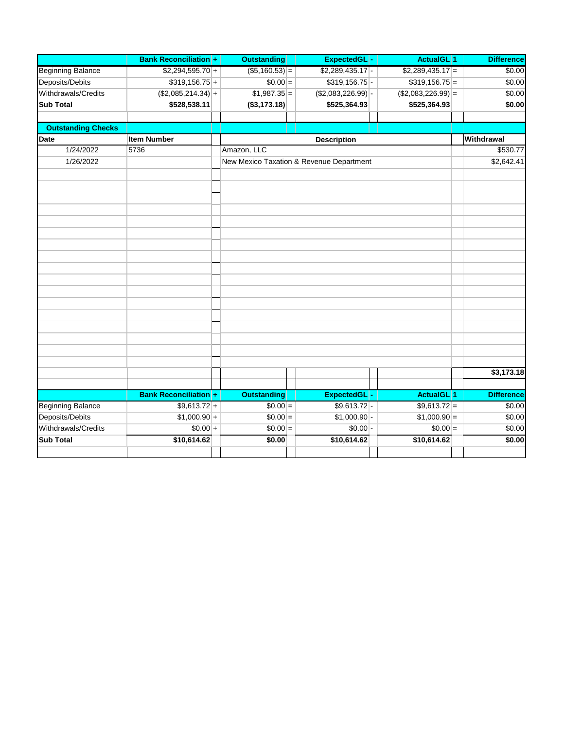| | Bank Reconciliation | + | Outstanding | | ExpectedGL | - | ActualGL | 1 | Difference |
|---|---|---|---|---|---|---|---|---|---|
| Beginning Balance | $2,294,595.70 | + | ($5,160.53) | = | $2,289,435.17 | - | $2,289,435.17 | = | $0.00 |
| Deposits/Debits | $319,156.75 | + | $0.00 | = | $319,156.75 | - | $319,156.75 | = | $0.00 |
| Withdrawals/Credits | ($2,085,214.34) | + | $1,987.35 | = | ($2,083,226.99) | - | ($2,083,226.99) | = | $0.00 |
| **Sub Total** | **$528,538.11** | | **($3,173.18)** | | **$525,364.93** | | **$525,364.93** | | **$0.00** |

**Outstanding Checks**

| Date | Item Number | Description | Withdrawal |
|---|---|---|---|
| 1/24/2022 | 5736 | Amazon, LLC | $530.77 |
| 1/26/2022 | | New Mexico Taxation & Revenue Department | $2,642.41 |
| | | | **$3,173.18** |

| | Bank Reconciliation | + | Outstanding | | ExpectedGL | - | ActualGL | 1 | Difference |
|---|---|---|---|---|---|---|---|---|---|
| Beginning Balance | $9,613.72 | + | $0.00 | = | $9,613.72 | - | $9,613.72 | = | $0.00 |
| Deposits/Debits | $1,000.90 | + | $0.00 | = | $1,000.90 | - | $1,000.90 | = | $0.00 |
| Withdrawals/Credits | $0.00 | + | $0.00 | = | $0.00 | - | $0.00 | = | $0.00 |
| **Sub Total** | **$10,614.62** | | **$0.00** | | **$10,614.62** | | **$10,614.62** | | **$0.00** |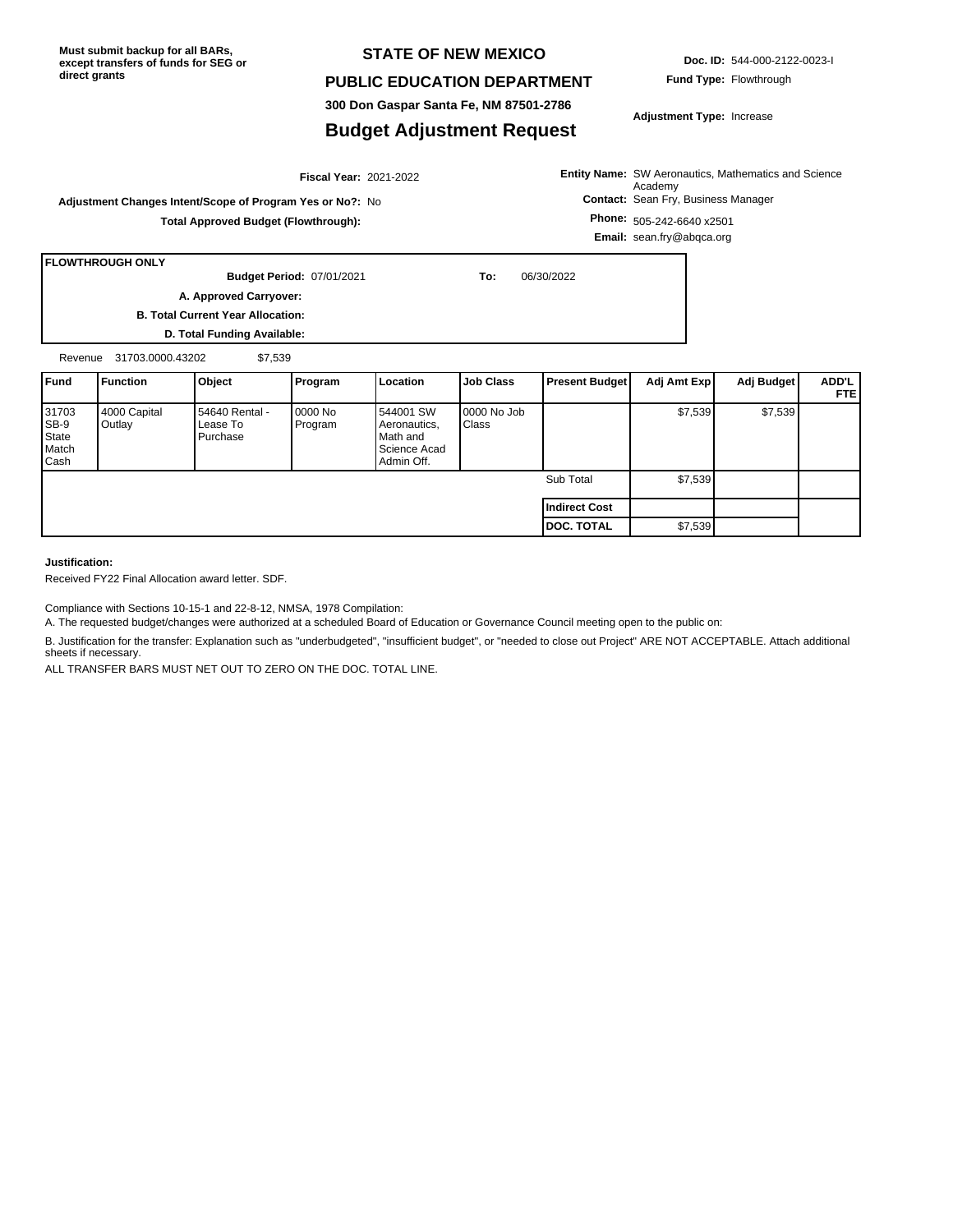**Must submit backup for all BARs, except transfers of funds for SEG or direct grants**

# STATE OF NEW MEXICO

## PUBLIC EDUCATION DEPARTMENT

**300 Don Gaspar Santa Fe, NM 87501-2786**

## Budget Adjustment Request

**Doc. ID:** 544-000-2122-0023-I

**Fund Type:** Flowthrough

**Adjustment Type:** Increase

**Fiscal Year:** 2021-2022

**Adjustment Changes Intent/Scope of Program Yes or No?:** No

**Total Approved Budget (Flowthrough):**

**Entity Name:** SW Aeronautics, Mathematics and Science Academy

**Contact:** Sean Fry, Business Manager

**Phone:** 505-242-6640 x2501

**Email:** sean.fry@abqca.org

**FLOWTHROUGH ONLY**

**Budget Period:** 07/01/2021 **To:** 06/30/2022

**A. Approved Carryover:**

**B. Total Current Year Allocation:**

**D. Total Funding Available:**

Revenue 31703.0000.43202 $7,539

| Fund | Function | Object | Program | Location | Job Class | Present Budget | Adj Amt Exp | Adj Budget | ADD'L FTE |
|---|---|---|---|---|---|---|---|---|---|
| 31703 SB-9 State Match Cash | 4000 Capital Outlay | 54640 Rental - Lease To Purchase | 0000 No Program | 544001 SW Aeronautics, Math and Science Acad Admin Off. | 0000 No Job Class | | $7,539 | $7,539 | |
| | | | | | | Sub Total | $7,539 | | |
| | | | | | | **Indirect Cost** | | | |
| | | | | | | **DOC. TOTAL** | $7,539 | | |

**Justification:**

Received FY22 Final Allocation award letter. SDF.

Compliance with Sections 10-15-1 and 22-8-12, NMSA, 1978 Compilation:

A. The requested budget/changes were authorized at a scheduled Board of Education or Governance Council meeting open to the public on:

B. Justification for the transfer: Explanation such as "underbudgeted", "insufficient budget", or "needed to close out Project" ARE NOT ACCEPTABLE. Attach additional sheets if necessary.

ALL TRANSFER BARS MUST NET OUT TO ZERO ON THE DOC. TOTAL LINE.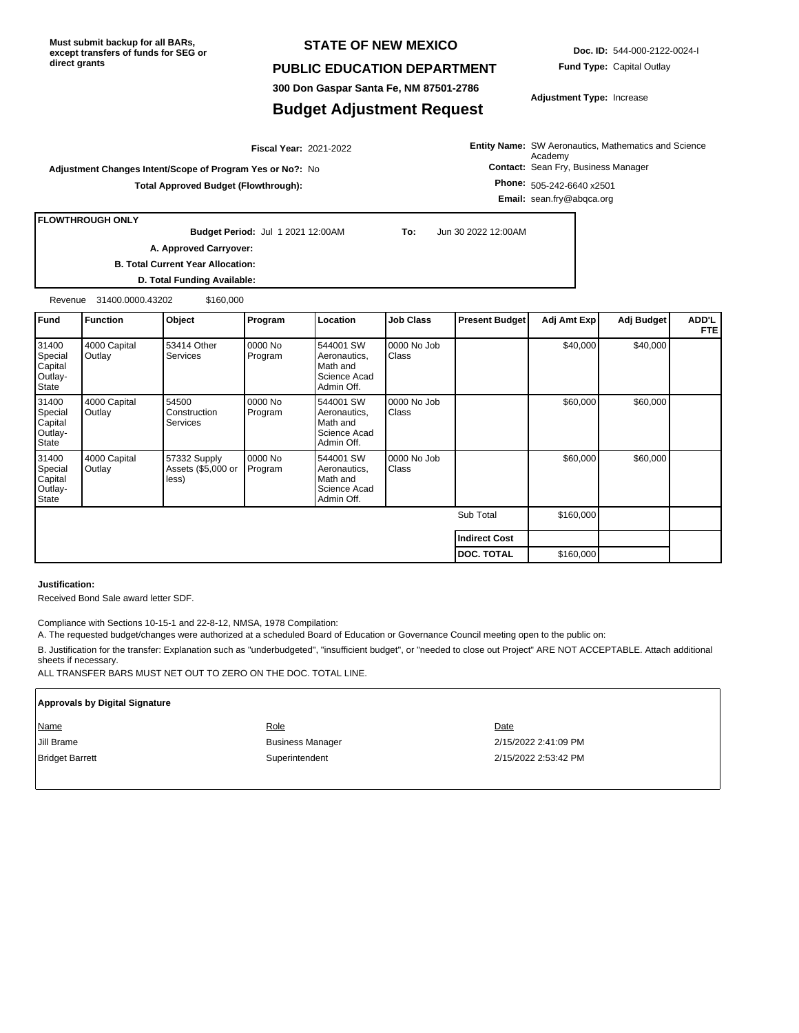**Must submit backup for all BARs, except transfers of funds for SEG or direct grants**

# STATE OF NEW MEXICO

## PUBLIC EDUCATION DEPARTMENT

**300 Don Gaspar Santa Fe, NM 87501-2786**

## Budget Adjustment Request

**Doc. ID:** 544-000-2122-0024-I

**Fund Type:** Capital Outlay

**Adjustment Type:** Increase

**Fiscal Year:** 2021-2022

**Adjustment Changes Intent/Scope of Program Yes or No?:** No

**Total Approved Budget (Flowthrough):**

**Entity Name:** SW Aeronautics, Mathematics and Science Academy

**Contact:** Sean Fry, Business Manager

**Phone:** 505-242-6640 x2501

**Email:** sean.fry@abqca.org

**FLOWTHROUGH ONLY**

**Budget Period:** Jul 1 2021 12:00AM **To:** Jun 30 2022 12:00AM

**A. Approved Carryover:**

**B. Total Current Year Allocation:**

**D. Total Funding Available:**

Revenue 31400.0000.43202 $160,000

| Fund | Function | Object | Program | Location | Job Class | Present Budget | Adj Amt Exp | Adj Budget | ADD'L FTE |
|---|---|---|---|---|---|---|---|---|---|
| 31400 Special Capital Outlay-State | 4000 Capital Outlay | 53414 Other Services | 0000 No Program | 544001 SW Aeronautics, Math and Science Acad Admin Off. | 0000 No Job Class | | $40,000 | $40,000 | |
| 31400 Special Capital Outlay-State | 4000 Capital Outlay | 54500 Construction Services | 0000 No Program | 544001 SW Aeronautics, Math and Science Acad Admin Off. | 0000 No Job Class | | $60,000 | $60,000 | |
| 31400 Special Capital Outlay-State | 4000 Capital Outlay | 57332 Supply Assets ($5,000 or less) | 0000 No Program | 544001 SW Aeronautics, Math and Science Acad Admin Off. | 0000 No Job Class | | $60,000 | $60,000 | |
| | | | | | | Sub Total | $160,000 | | |
| | | | | | | **Indirect Cost** | | | |
| | | | | | | **DOC. TOTAL** | $160,000 | | |

**Justification:**

Received Bond Sale award letter SDF.

Compliance with Sections 10-15-1 and 22-8-12, NMSA, 1978 Compilation:

A. The requested budget/changes were authorized at a scheduled Board of Education or Governance Council meeting open to the public on:

B. Justification for the transfer: Explanation such as "underbudgeted", "insufficient budget", or "needed to close out Project" ARE NOT ACCEPTABLE. Attach additional sheets if necessary.

ALL TRANSFER BARS MUST NET OUT TO ZERO ON THE DOC. TOTAL LINE.

**Approvals by Digital Signature**

| Name | Role | Date |
|---|---|---|
| Jill Brame | Business Manager | 2/15/2022 2:41:09 PM |
| Bridget Barrett | Superintendent | 2/15/2022 2:53:42 PM |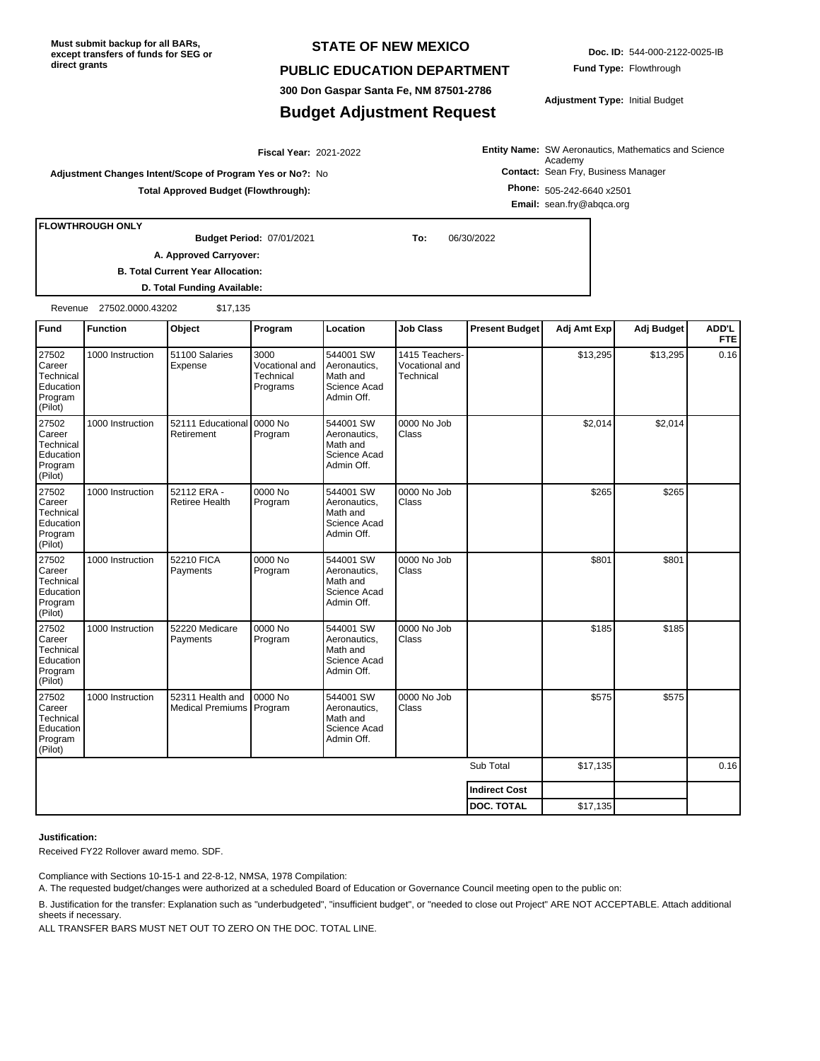Must submit backup for all BARs, except transfers of funds for SEG or direct grants

# STATE OF NEW MEXICO

## PUBLIC EDUCATION DEPARTMENT

300 Don Gaspar Santa Fe, NM 87501-2786

## Budget Adjustment Request

**Doc. ID:** 544-000-2122-0025-IB

**Fund Type:** Flowthrough

**Adjustment Type:** Initial Budget

**Fiscal Year:** 2021-2022

**Adjustment Changes Intent/Scope of Program Yes or No?:** No

**Total Approved Budget (Flowthrough):**

**Entity Name:** SW Aeronautics, Mathematics and Science Academy

**Contact:** Sean Fry, Business Manager

**Phone:** 505-242-6640 x2501

**Email:** sean.fry@abqca.org

**FLOWTHROUGH ONLY**

**Budget Period:** 07/01/2021 **To:** 06/30/2022

**A. Approved Carryover:**

**B. Total Current Year Allocation:**

**D. Total Funding Available:**

Revenue 27502.0000.43202 $17,135

| Fund | Function | Object | Program | Location | Job Class | Present Budget | Adj Amt Exp | Adj Budget | ADD'L FTE |
|---|---|---|---|---|---|---|---|---|---|
| 27502 Career Technical Education Program (Pilot) | 1000 Instruction | 51100 Salaries Expense | 3000 Vocational and Technical Programs | 544001 SW Aeronautics, Math and Science Acad Admin Off. | 1415 Teachers-Vocational and Technical | | $13,295 | $13,295 | 0.16 |
| 27502 Career Technical Education Program (Pilot) | 1000 Instruction | 52111 Educational Retirement | 0000 No Program | 544001 SW Aeronautics, Math and Science Acad Admin Off. | 0000 No Job Class | | $2,014 | $2,014 | |
| 27502 Career Technical Education Program (Pilot) | 1000 Instruction | 52112 ERA - Retiree Health | 0000 No Program | 544001 SW Aeronautics, Math and Science Acad Admin Off. | 0000 No Job Class | | $265 | $265 | |
| 27502 Career Technical Education Program (Pilot) | 1000 Instruction | 52210 FICA Payments | 0000 No Program | 544001 SW Aeronautics, Math and Science Acad Admin Off. | 0000 No Job Class | | $801 | $801 | |
| 27502 Career Technical Education Program (Pilot) | 1000 Instruction | 52220 Medicare Payments | 0000 No Program | 544001 SW Aeronautics, Math and Science Acad Admin Off. | 0000 No Job Class | | $185 | $185 | |
| 27502 Career Technical Education Program (Pilot) | 1000 Instruction | 52311 Health and Medical Premiums | 0000 No Program | 544001 SW Aeronautics, Math and Science Acad Admin Off. | 0000 No Job Class | | $575 | $575 | |
| | | | | | | Sub Total | $17,135 | | 0.16 |
| | | | | | | **Indirect Cost** | | | |
| | | | | | | **DOC. TOTAL** | $17,135 | | |

**Justification:**

Received FY22 Rollover award memo. SDF.

Compliance with Sections 10-15-1 and 22-8-12, NMSA, 1978 Compilation:

A. The requested budget/changes were authorized at a scheduled Board of Education or Governance Council meeting open to the public on:

B. Justification for the transfer: Explanation such as "underbudgeted", "insufficient budget", or "needed to close out Project" ARE NOT ACCEPTABLE. Attach additional sheets if necessary.

ALL TRANSFER BARS MUST NET OUT TO ZERO ON THE DOC. TOTAL LINE.